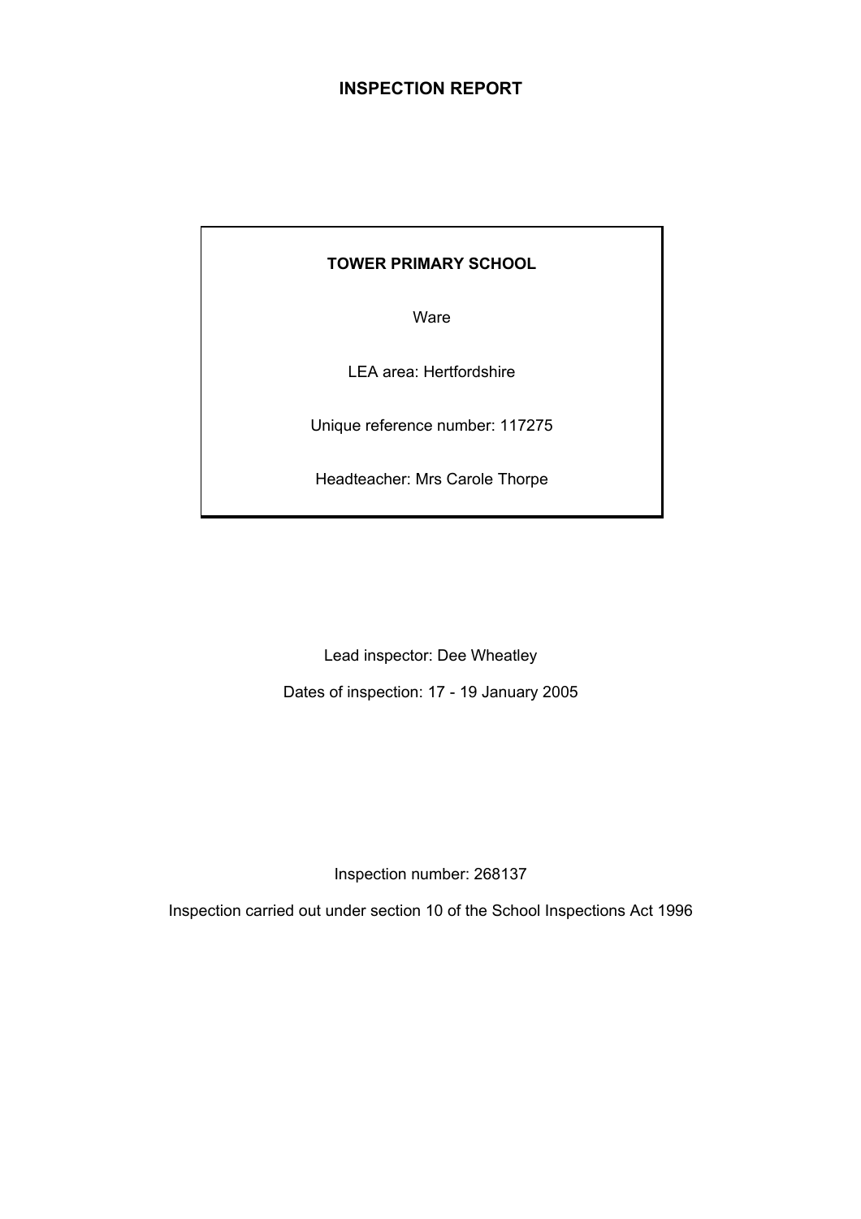# INSPECTION REPORT

**TOWER PRIMARY SCHOOL**

Ware

LEA area: Hertfordshire

Unique reference number: 117275

Headteacher: Mrs Carole Thorpe

Lead inspector: Dee Wheatley

Dates of inspection: 17 - 19 January 2005

Inspection number: 268137

Inspection carried out under section 10 of the School Inspections Act 1996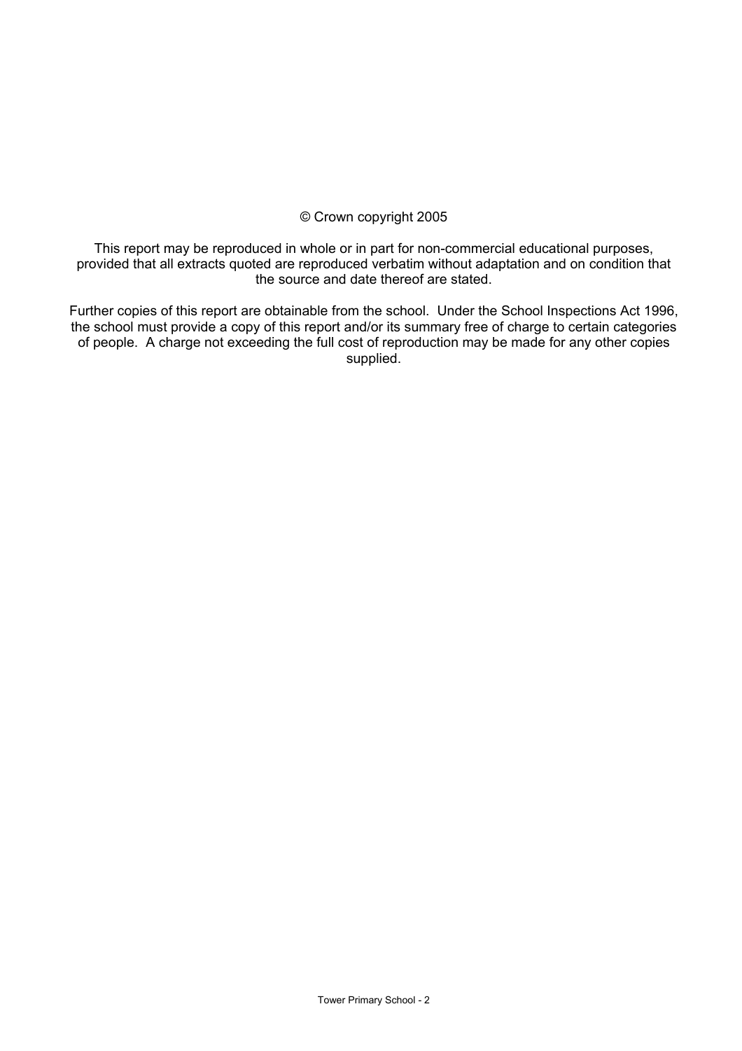© Crown copyright 2005

This report may be reproduced in whole or in part for non-commercial educational purposes, provided that all extracts quoted are reproduced verbatim without adaptation and on condition that the source and date thereof are stated.

Further copies of this report are obtainable from the school. Under the School Inspections Act 1996, the school must provide a copy of this report and/or its summary free of charge to certain categories of people. A charge not exceeding the full cost of reproduction may be made for any other copies supplied.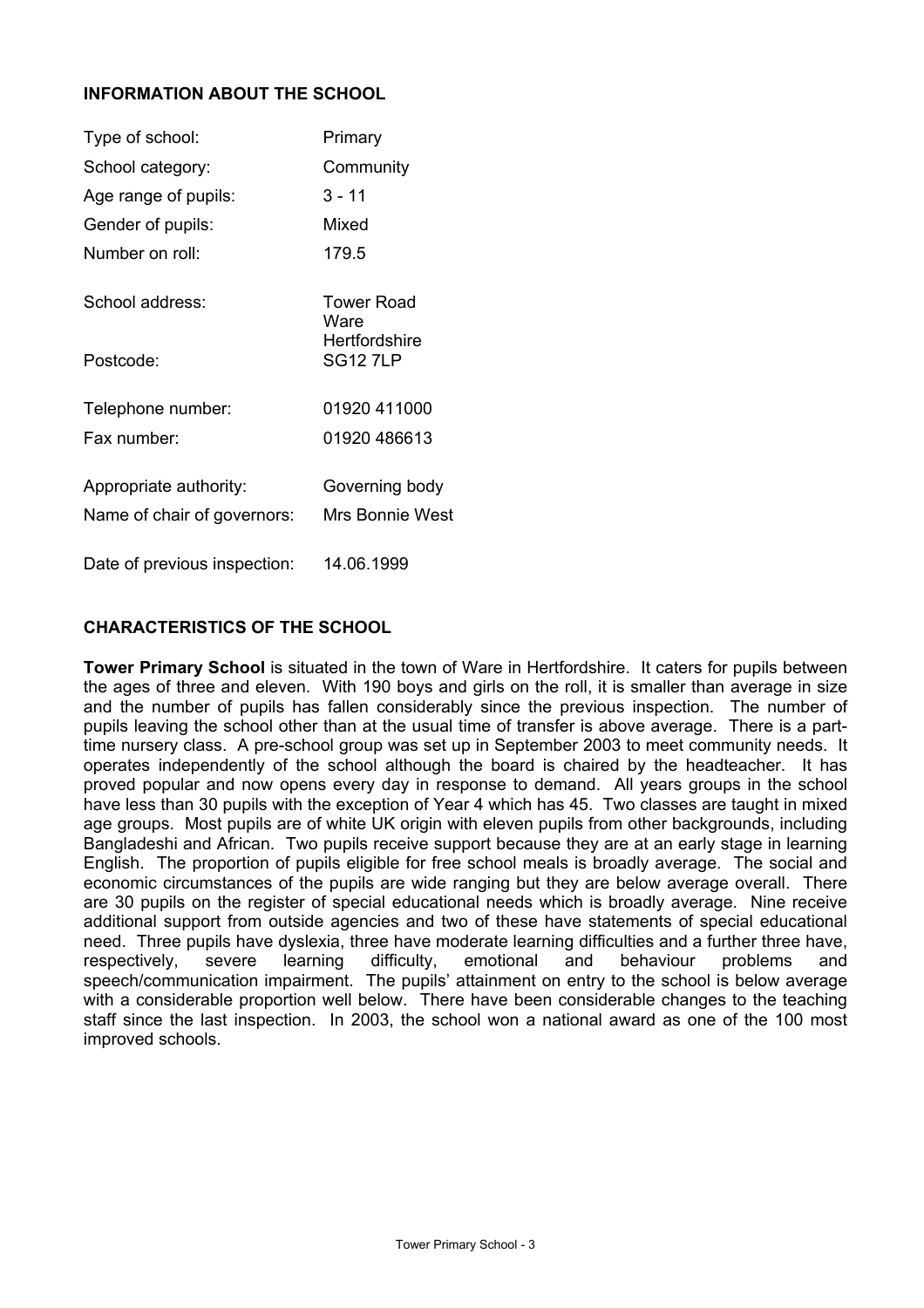## INFORMATION ABOUT THE SCHOOL

| | |
|---|---|
| Type of school: | Primary |
| School category: | Community |
| Age range of pupils: | 3 - 11 |
| Gender of pupils: | Mixed |
| Number on roll: | 179.5 |
| School address: | Tower Road<br>Ware<br>Hertfordshire |
| Postcode: | SG12 7LP |
| Telephone number: | 01920 411000 |
| Fax number: | 01920 486613 |
| Appropriate authority: | Governing body |
| Name of chair of governors: | Mrs Bonnie West |
| Date of previous inspection: | 14.06.1999 |

## CHARACTERISTICS OF THE SCHOOL

**Tower Primary School** is situated in the town of Ware in Hertfordshire. It caters for pupils between the ages of three and eleven. With 190 boys and girls on the roll, it is smaller than average in size and the number of pupils has fallen considerably since the previous inspection. The number of pupils leaving the school other than at the usual time of transfer is above average. There is a part-time nursery class. A pre-school group was set up in September 2003 to meet community needs. It operates independently of the school although the board is chaired by the headteacher. It has proved popular and now opens every day in response to demand. All years groups in the school have less than 30 pupils with the exception of Year 4 which has 45. Two classes are taught in mixed age groups. Most pupils are of white UK origin with eleven pupils from other backgrounds, including Bangladeshi and African. Two pupils receive support because they are at an early stage in learning English. The proportion of pupils eligible for free school meals is broadly average. The social and economic circumstances of the pupils are wide ranging but they are below average overall. There are 30 pupils on the register of special educational needs which is broadly average. Nine receive additional support from outside agencies and two of these have statements of special educational need. Three pupils have dyslexia, three have moderate learning difficulties and a further three have, respectively, severe learning difficulty, emotional and behaviour problems and speech/communication impairment. The pupils' attainment on entry to the school is below average with a considerable proportion well below. There have been considerable changes to the teaching staff since the last inspection. In 2003, the school won a national award as one of the 100 most improved schools.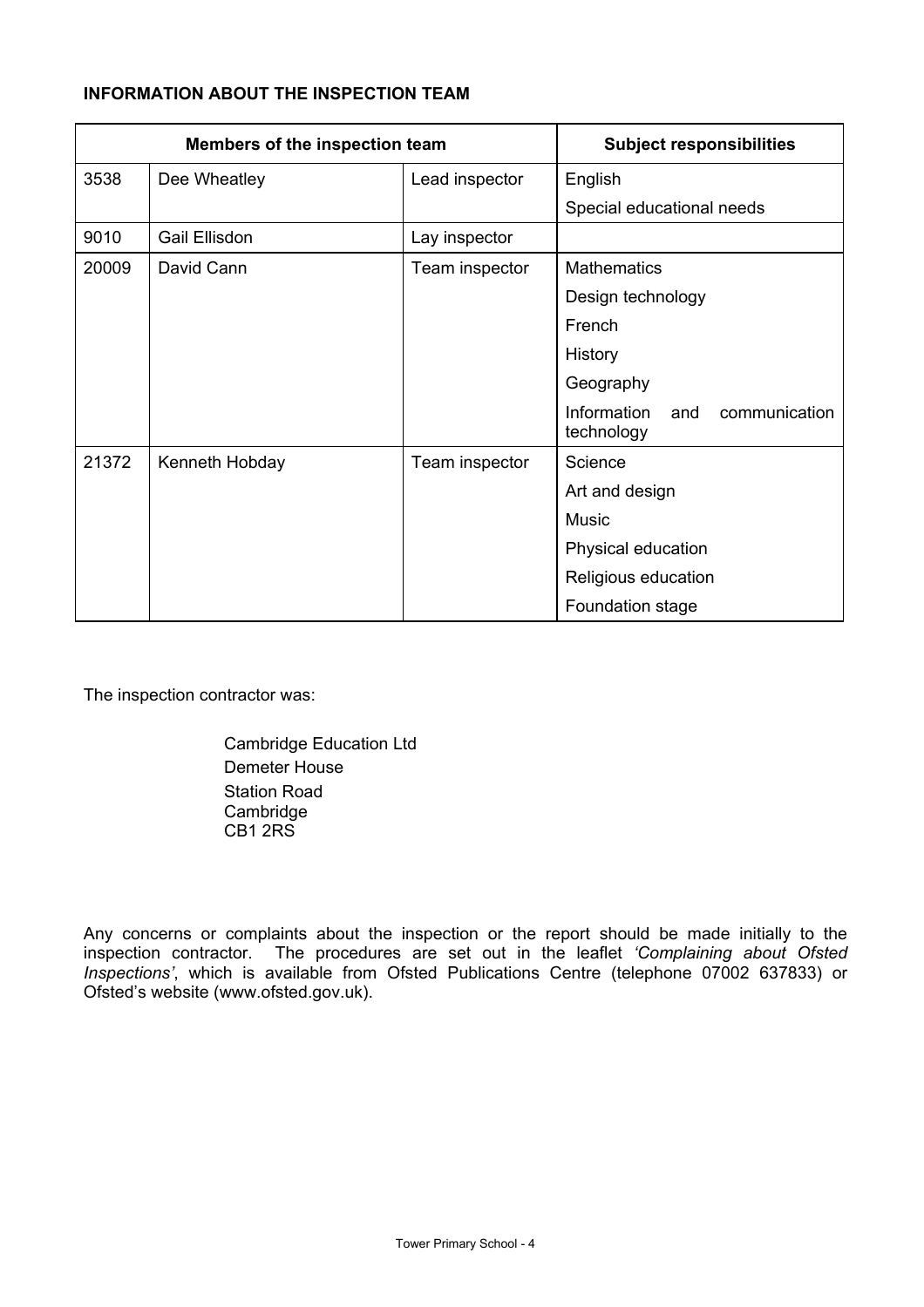**INFORMATION ABOUT THE INSPECTION TEAM**

| Members of the inspection team | | | Subject responsibilities |
|---|---|---|---|
| 3538 | Dee Wheatley | Lead inspector | English |
| | | | Special educational needs |
| 9010 | Gail Ellisdon | Lay inspector | |
| 20009 | David Cann | Team inspector | Mathematics |
| | | | Design technology |
| | | | French |
| | | | History |
| | | | Geography |
| | | | Information and communication technology |
| 21372 | Kenneth Hobday | Team inspector | Science |
| | | | Art and design |
| | | | Music |
| | | | Physical education |
| | | | Religious education |
| | | | Foundation stage |

The inspection contractor was:

Cambridge Education Ltd
Demeter House
Station Road
Cambridge
CB1 2RS

Any concerns or complaints about the inspection or the report should be made initially to the inspection contractor. The procedures are set out in the leaflet *'Complaining about Ofsted Inspections'*, which is available from Ofsted Publications Centre (telephone 07002 637833) or Ofsted's website (www.ofsted.gov.uk).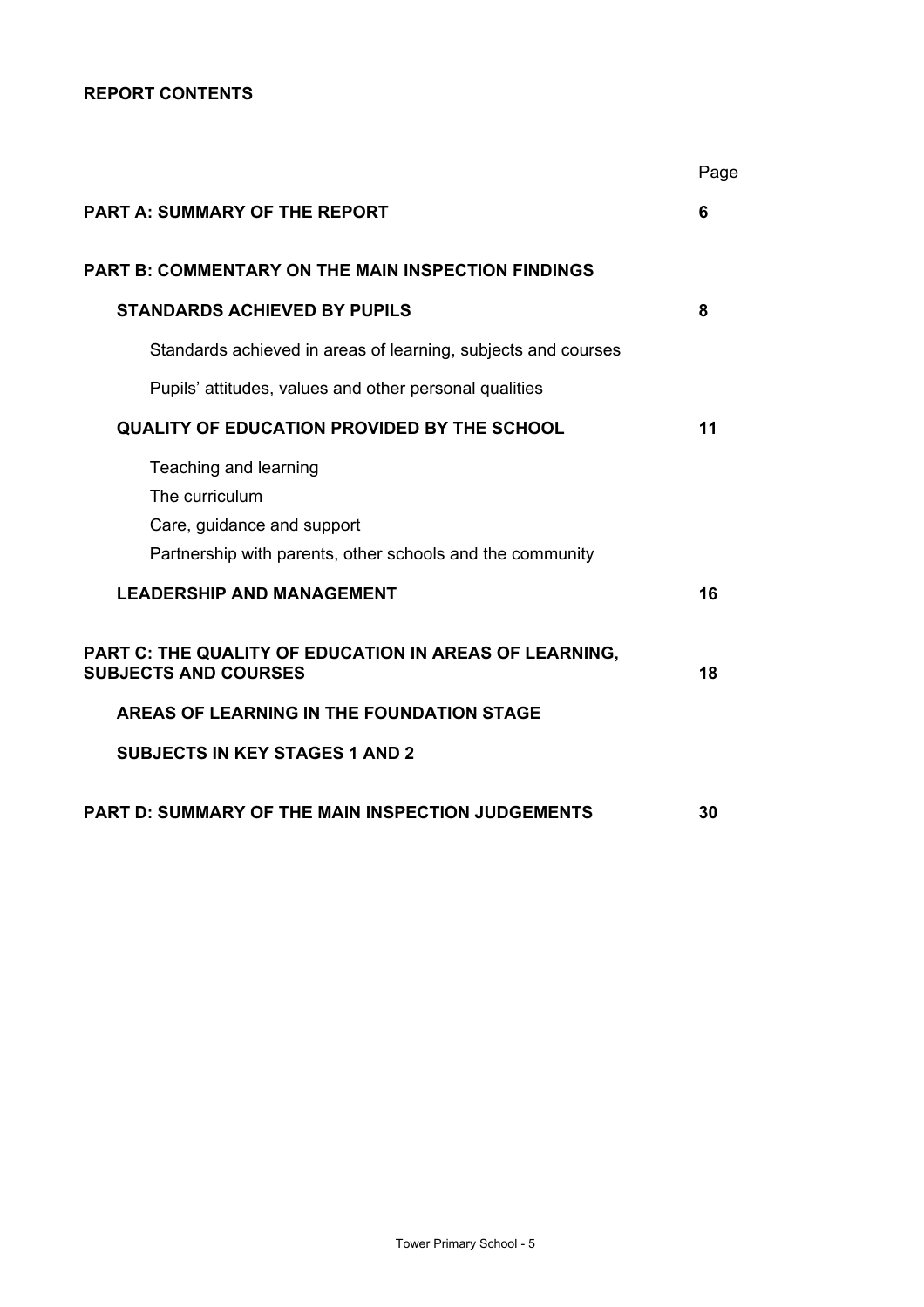**REPORT CONTENTS**

| | Page |
|---|---|
| **PART A: SUMMARY OF THE REPORT** | **6** |
| **PART B: COMMENTARY ON THE MAIN INSPECTION FINDINGS** | |
| **STANDARDS ACHIEVED BY PUPILS** | **8** |
| Standards achieved in areas of learning, subjects and courses | |
| Pupils’ attitudes, values and other personal qualities | |
| **QUALITY OF EDUCATION PROVIDED BY THE SCHOOL** | **11** |
| Teaching and learning | |
| The curriculum | |
| Care, guidance and support | |
| Partnership with parents, other schools and the community | |
| **LEADERSHIP AND MANAGEMENT** | **16** |
| **PART C: THE QUALITY OF EDUCATION IN AREAS OF LEARNING, SUBJECTS AND COURSES** | **18** |
| **AREAS OF LEARNING IN THE FOUNDATION STAGE** | |
| **SUBJECTS IN KEY STAGES 1 AND 2** | |
| **PART D: SUMMARY OF THE MAIN INSPECTION JUDGEMENTS** | **30** |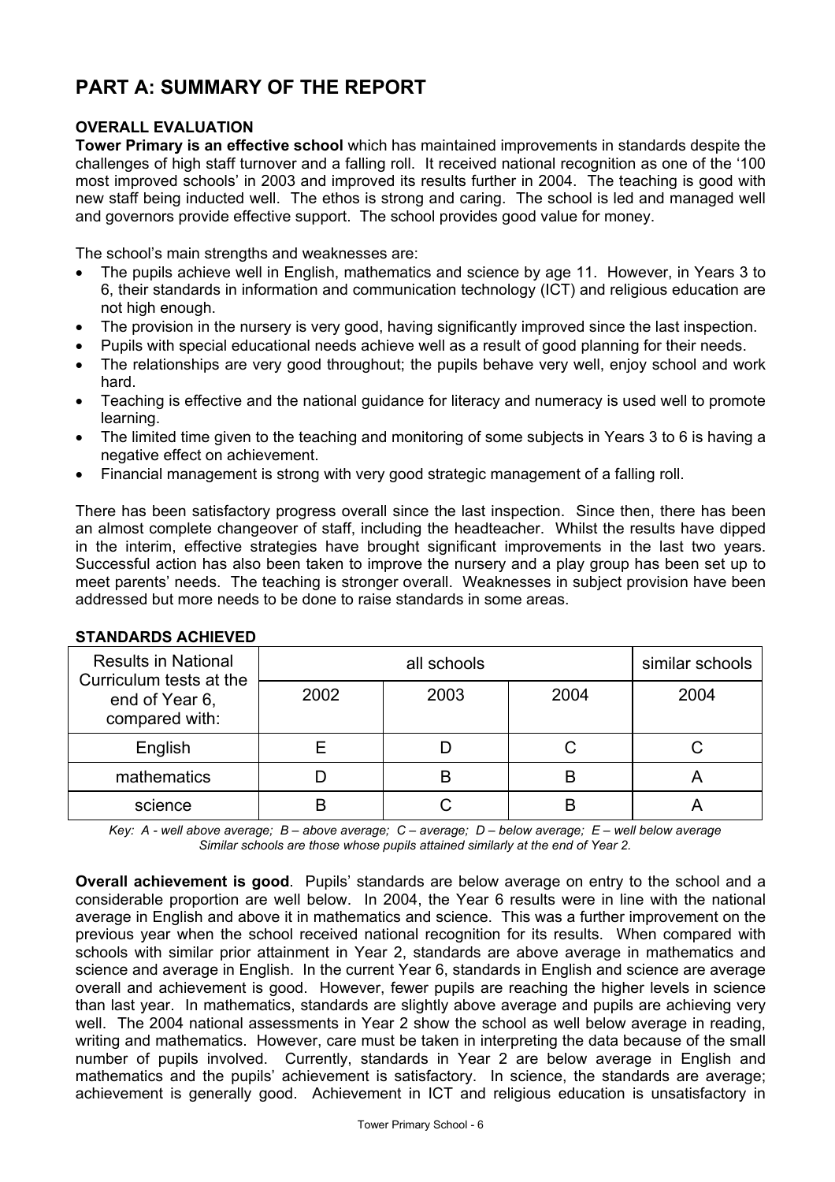# PART A: SUMMARY OF THE REPORT

**OVERALL EVALUATION**

**Tower Primary is an effective school** which has maintained improvements in standards despite the challenges of high staff turnover and a falling roll. It received national recognition as one of the '100 most improved schools' in 2003 and improved its results further in 2004. The teaching is good with new staff being inducted well. The ethos is strong and caring. The school is led and managed well and governors provide effective support. The school provides good value for money.

The school's main strengths and weaknesses are:

- The pupils achieve well in English, mathematics and science by age 11. However, in Years 3 to 6, their standards in information and communication technology (ICT) and religious education are not high enough.
- The provision in the nursery is very good, having significantly improved since the last inspection.
- Pupils with special educational needs achieve well as a result of good planning for their needs.
- The relationships are very good throughout; the pupils behave very well, enjoy school and work hard.
- Teaching is effective and the national guidance for literacy and numeracy is used well to promote learning.
- The limited time given to the teaching and monitoring of some subjects in Years 3 to 6 is having a negative effect on achievement.
- Financial management is strong with very good strategic management of a falling roll.

There has been satisfactory progress overall since the last inspection. Since then, there has been an almost complete changeover of staff, including the headteacher. Whilst the results have dipped in the interim, effective strategies have brought significant improvements in the last two years. Successful action has also been taken to improve the nursery and a play group has been set up to meet parents' needs. The teaching is stronger overall. Weaknesses in subject provision have been addressed but more needs to be done to raise standards in some areas.

**STANDARDS ACHIEVED**

| Results in National Curriculum tests at the end of Year 6, compared with: | all schools | | | similar schools |
|---|---|---|---|---|
| | 2002 | 2003 | 2004 | 2004 |
| English | E | D | C | C |
| mathematics | D | B | B | A |
| science | B | C | B | A |

*Key: A - well above average; B – above average; C – average; D – below average; E – well below average*
*Similar schools are those whose pupils attained similarly at the end of Year 2.*

**Overall achievement is good**. Pupils' standards are below average on entry to the school and a considerable proportion are well below. In 2004, the Year 6 results were in line with the national average in English and above it in mathematics and science. This was a further improvement on the previous year when the school received national recognition for its results. When compared with schools with similar prior attainment in Year 2, standards are above average in mathematics and science and average in English. In the current Year 6, standards in English and science are average overall and achievement is good. However, fewer pupils are reaching the higher levels in science than last year. In mathematics, standards are slightly above average and pupils are achieving very well. The 2004 national assessments in Year 2 show the school as well below average in reading, writing and mathematics. However, care must be taken in interpreting the data because of the small number of pupils involved. Currently, standards in Year 2 are below average in English and mathematics and the pupils' achievement is satisfactory. In science, the standards are average; achievement is generally good. Achievement in ICT and religious education is unsatisfactory in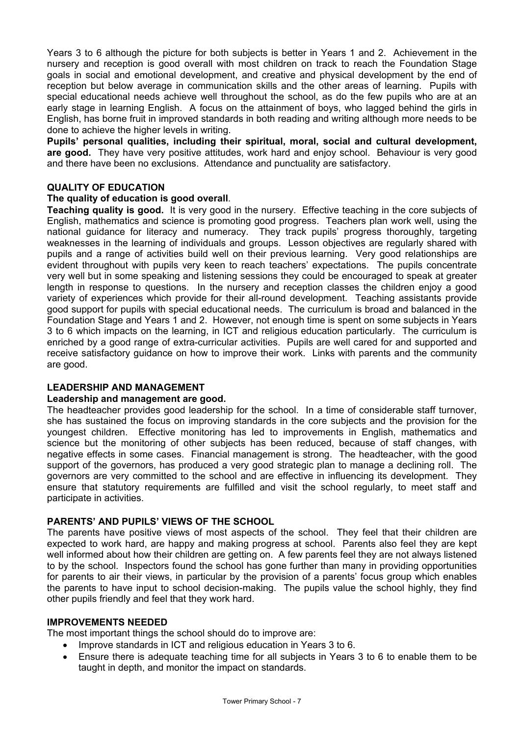Years 3 to 6 although the picture for both subjects is better in Years 1 and 2. Achievement in the nursery and reception is good overall with most children on track to reach the Foundation Stage goals in social and emotional development, and creative and physical development by the end of reception but below average in communication skills and the other areas of learning. Pupils with special educational needs achieve well throughout the school, as do the few pupils who are at an early stage in learning English. A focus on the attainment of boys, who lagged behind the girls in English, has borne fruit in improved standards in both reading and writing although more needs to be done to achieve the higher levels in writing.

**Pupils' personal qualities, including their spiritual, moral, social and cultural development, are good.** They have very positive attitudes, work hard and enjoy school. Behaviour is very good and there have been no exclusions. Attendance and punctuality are satisfactory.

## QUALITY OF EDUCATION

**The quality of education is good overall**.

**Teaching quality is good.** It is very good in the nursery. Effective teaching in the core subjects of English, mathematics and science is promoting good progress. Teachers plan work well, using the national guidance for literacy and numeracy. They track pupils' progress thoroughly, targeting weaknesses in the learning of individuals and groups. Lesson objectives are regularly shared with pupils and a range of activities build well on their previous learning. Very good relationships are evident throughout with pupils very keen to reach teachers' expectations. The pupils concentrate very well but in some speaking and listening sessions they could be encouraged to speak at greater length in response to questions. In the nursery and reception classes the children enjoy a good variety of experiences which provide for their all-round development. Teaching assistants provide good support for pupils with special educational needs. The curriculum is broad and balanced in the Foundation Stage and Years 1 and 2. However, not enough time is spent on some subjects in Years 3 to 6 which impacts on the learning, in ICT and religious education particularly. The curriculum is enriched by a good range of extra-curricular activities. Pupils are well cared for and supported and receive satisfactory guidance on how to improve their work. Links with parents and the community are good.

## LEADERSHIP AND MANAGEMENT

**Leadership and management are good.**

The headteacher provides good leadership for the school. In a time of considerable staff turnover, she has sustained the focus on improving standards in the core subjects and the provision for the youngest children. Effective monitoring has led to improvements in English, mathematics and science but the monitoring of other subjects has been reduced, because of staff changes, with negative effects in some cases. Financial management is strong. The headteacher, with the good support of the governors, has produced a very good strategic plan to manage a declining roll. The governors are very committed to the school and are effective in influencing its development. They ensure that statutory requirements are fulfilled and visit the school regularly, to meet staff and participate in activities.

## PARENTS' AND PUPILS' VIEWS OF THE SCHOOL

The parents have positive views of most aspects of the school. They feel that their children are expected to work hard, are happy and making progress at school. Parents also feel they are kept well informed about how their children are getting on. A few parents feel they are not always listened to by the school. Inspectors found the school has gone further than many in providing opportunities for parents to air their views, in particular by the provision of a parents' focus group which enables the parents to have input to school decision-making. The pupils value the school highly, they find other pupils friendly and feel that they work hard.

## IMPROVEMENTS NEEDED

The most important things the school should do to improve are:

- Improve standards in ICT and religious education in Years 3 to 6.
- Ensure there is adequate teaching time for all subjects in Years 3 to 6 to enable them to be taught in depth, and monitor the impact on standards.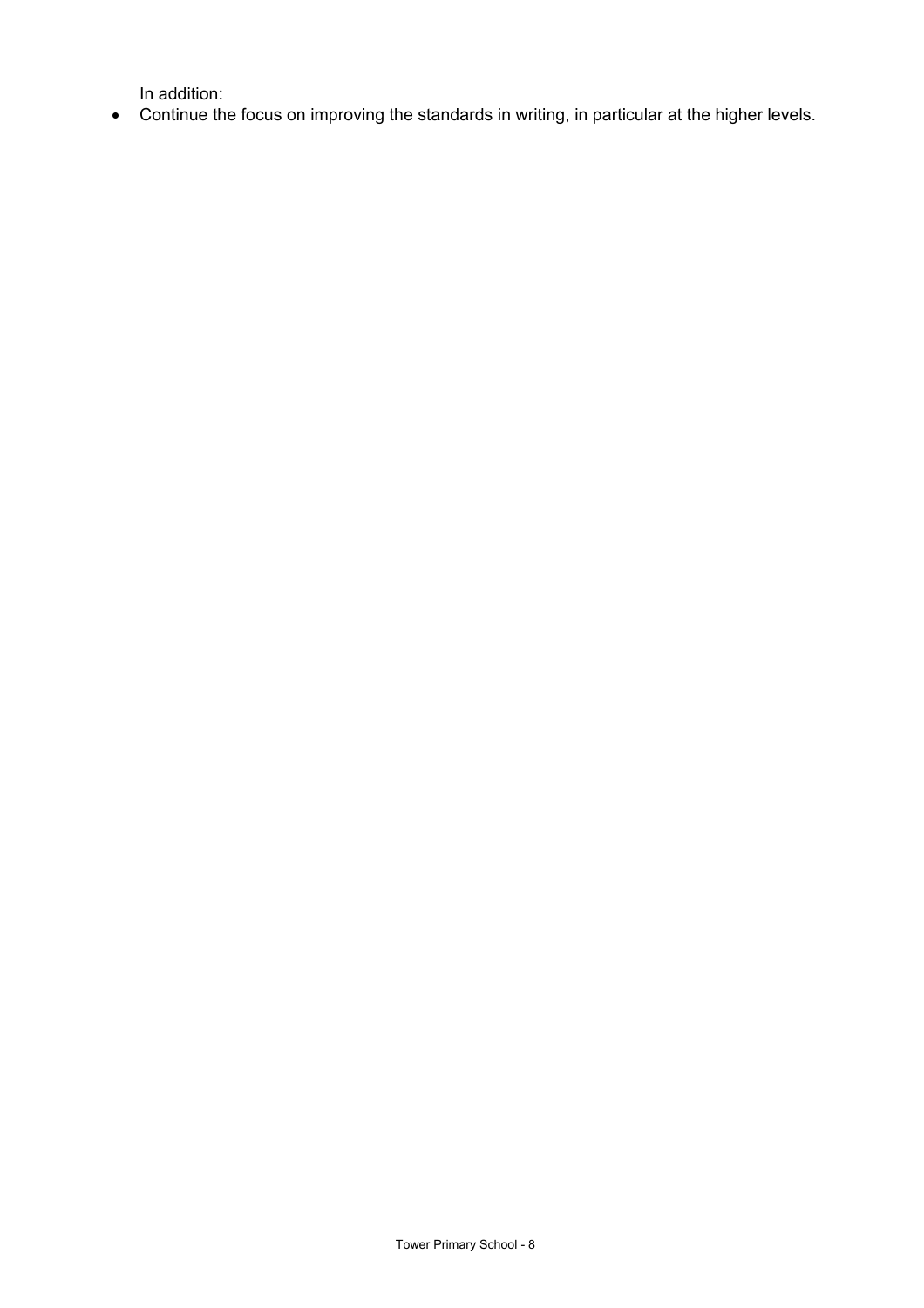In addition:

- Continue the focus on improving the standards in writing, in particular at the higher levels.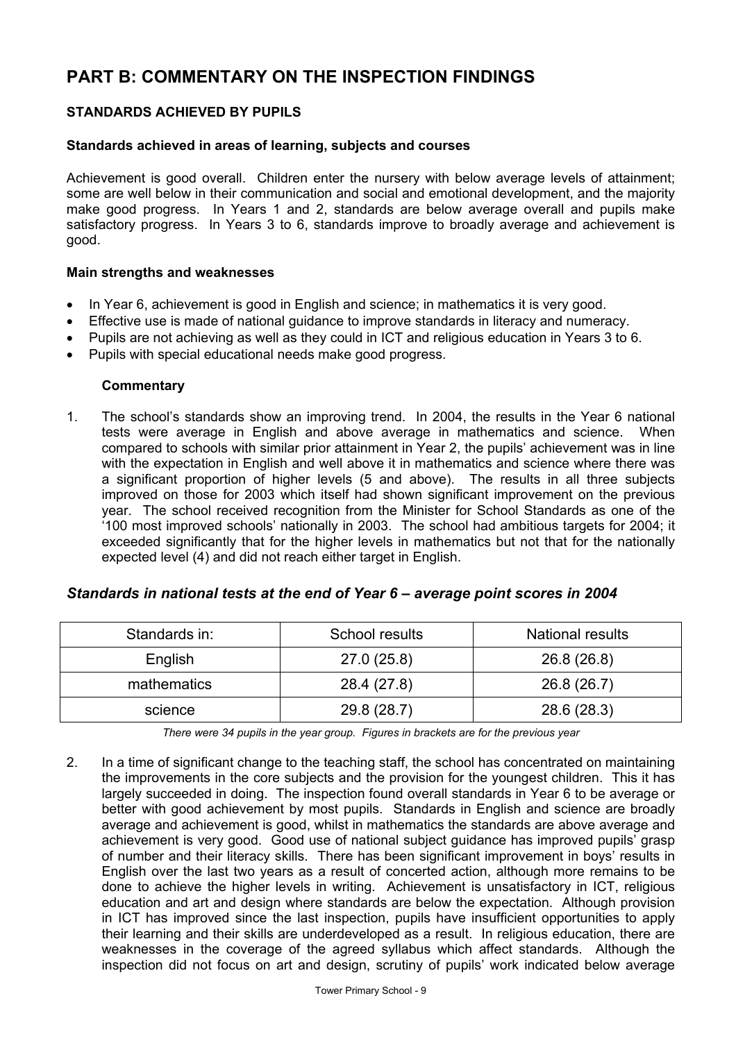# PART B: COMMENTARY ON THE INSPECTION FINDINGS

## STANDARDS ACHIEVED BY PUPILS

### Standards achieved in areas of learning, subjects and courses

Achievement is good overall. Children enter the nursery with below average levels of attainment; some are well below in their communication and social and emotional development, and the majority make good progress. In Years 1 and 2, standards are below average overall and pupils make satisfactory progress. In Years 3 to 6, standards improve to broadly average and achievement is good.

### Main strengths and weaknesses

- In Year 6, achievement is good in English and science; in mathematics it is very good.
- Effective use is made of national guidance to improve standards in literacy and numeracy.
- Pupils are not achieving as well as they could in ICT and religious education in Years 3 to 6.
- Pupils with special educational needs make good progress.

**Commentary**

1. The school's standards show an improving trend. In 2004, the results in the Year 6 national tests were average in English and above average in mathematics and science. When compared to schools with similar prior attainment in Year 2, the pupils' achievement was in line with the expectation in English and well above it in mathematics and science where there was a significant proportion of higher levels (5 and above). The results in all three subjects improved on those for 2003 which itself had shown significant improvement on the previous year. The school received recognition from the Minister for School Standards as one of the '100 most improved schools' nationally in 2003. The school had ambitious targets for 2004; it exceeded significantly that for the higher levels in mathematics but not that for the nationally expected level (4) and did not reach either target in English.

### *Standards in national tests at the end of Year 6 – average point scores in 2004*

| Standards in: | School results | National results |
| --- | --- | --- |
| English | 27.0 (25.8) | 26.8 (26.8) |
| mathematics | 28.4 (27.8) | 26.8 (26.7) |
| science | 29.8 (28.7) | 28.6 (28.3) |

*There were 34 pupils in the year group. Figures in brackets are for the previous year*

2. In a time of significant change to the teaching staff, the school has concentrated on maintaining the improvements in the core subjects and the provision for the youngest children. This it has largely succeeded in doing. The inspection found overall standards in Year 6 to be average or better with good achievement by most pupils. Standards in English and science are broadly average and achievement is good, whilst in mathematics the standards are above average and achievement is very good. Good use of national subject guidance has improved pupils' grasp of number and their literacy skills. There has been significant improvement in boys' results in English over the last two years as a result of concerted action, although more remains to be done to achieve the higher levels in writing. Achievement is unsatisfactory in ICT, religious education and art and design where standards are below the expectation. Although provision in ICT has improved since the last inspection, pupils have insufficient opportunities to apply their learning and their skills are underdeveloped as a result. In religious education, there are weaknesses in the coverage of the agreed syllabus which affect standards. Although the inspection did not focus on art and design, scrutiny of pupils' work indicated below average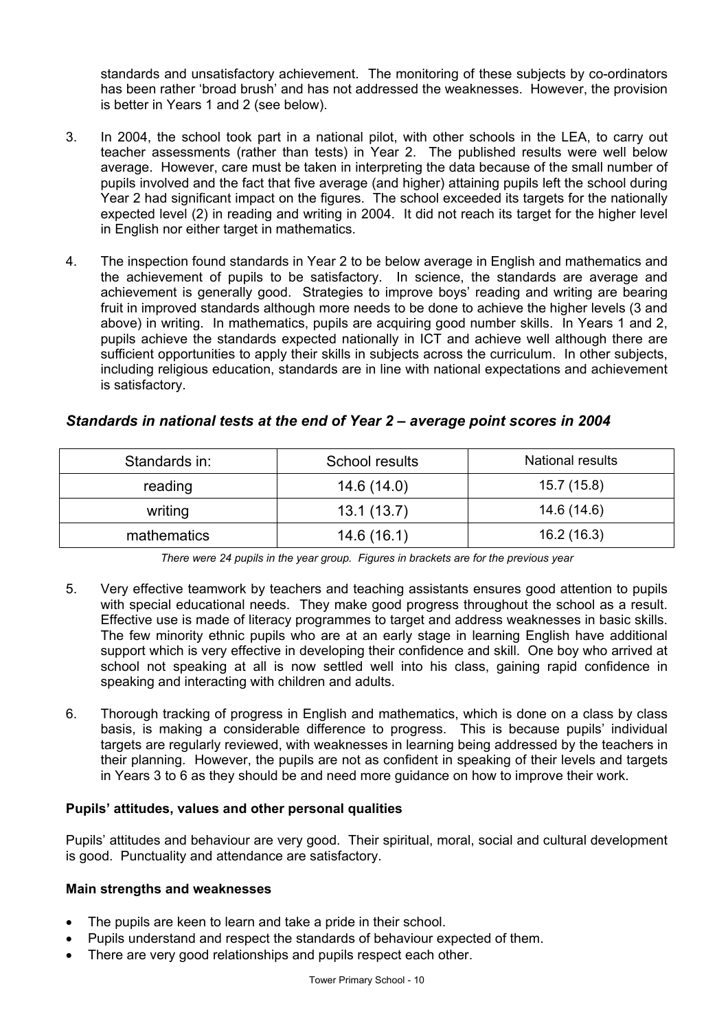standards and unsatisfactory achievement. The monitoring of these subjects by co-ordinators has been rather 'broad brush' and has not addressed the weaknesses. However, the provision is better in Years 1 and 2 (see below).

3. In 2004, the school took part in a national pilot, with other schools in the LEA, to carry out teacher assessments (rather than tests) in Year 2. The published results were well below average. However, care must be taken in interpreting the data because of the small number of pupils involved and the fact that five average (and higher) attaining pupils left the school during Year 2 had significant impact on the figures. The school exceeded its targets for the nationally expected level (2) in reading and writing in 2004. It did not reach its target for the higher level in English nor either target in mathematics.

4. The inspection found standards in Year 2 to be below average in English and mathematics and the achievement of pupils to be satisfactory. In science, the standards are average and achievement is generally good. Strategies to improve boys' reading and writing are bearing fruit in improved standards although more needs to be done to achieve the higher levels (3 and above) in writing. In mathematics, pupils are acquiring good number skills. In Years 1 and 2, pupils achieve the standards expected nationally in ICT and achieve well although there are sufficient opportunities to apply their skills in subjects across the curriculum. In other subjects, including religious education, standards are in line with national expectations and achievement is satisfactory.

### *Standards in national tests at the end of Year 2 – average point scores in 2004*

| Standards in: | School results | National results |
|---|---|---|
| reading | 14.6 (14.0) | 15.7 (15.8) |
| writing | 13.1 (13.7) | 14.6 (14.6) |
| mathematics | 14.6 (16.1) | 16.2 (16.3) |

*There were 24 pupils in the year group. Figures in brackets are for the previous year*

5. Very effective teamwork by teachers and teaching assistants ensures good attention to pupils with special educational needs. They make good progress throughout the school as a result. Effective use is made of literacy programmes to target and address weaknesses in basic skills. The few minority ethnic pupils who are at an early stage in learning English have additional support which is very effective in developing their confidence and skill. One boy who arrived at school not speaking at all is now settled well into his class, gaining rapid confidence in speaking and interacting with children and adults.

6. Thorough tracking of progress in English and mathematics, which is done on a class by class basis, is making a considerable difference to progress. This is because pupils' individual targets are regularly reviewed, with weaknesses in learning being addressed by the teachers in their planning. However, the pupils are not as confident in speaking of their levels and targets in Years 3 to 6 as they should be and need more guidance on how to improve their work.

**Pupils' attitudes, values and other personal qualities**

Pupils' attitudes and behaviour are very good. Their spiritual, moral, social and cultural development is good. Punctuality and attendance are satisfactory.

**Main strengths and weaknesses**

- The pupils are keen to learn and take a pride in their school.
- Pupils understand and respect the standards of behaviour expected of them.
- There are very good relationships and pupils respect each other.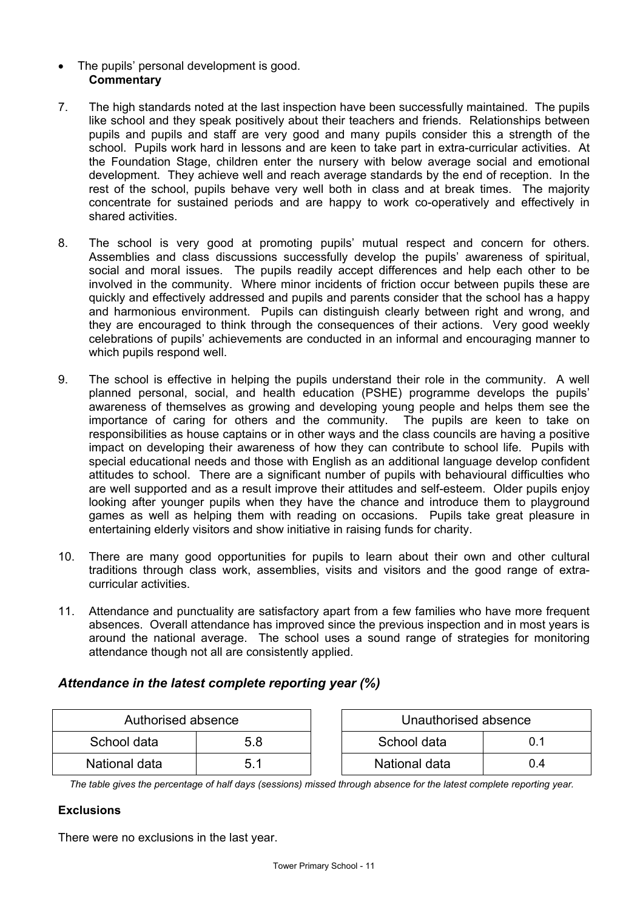- The pupils' personal development is good.

**Commentary**

7. The high standards noted at the last inspection have been successfully maintained. The pupils like school and they speak positively about their teachers and friends. Relationships between pupils and pupils and staff are very good and many pupils consider this a strength of the school. Pupils work hard in lessons and are keen to take part in extra-curricular activities. At the Foundation Stage, children enter the nursery with below average social and emotional development. They achieve well and reach average standards by the end of reception. In the rest of the school, pupils behave very well both in class and at break times. The majority concentrate for sustained periods and are happy to work co-operatively and effectively in shared activities.

8. The school is very good at promoting pupils' mutual respect and concern for others. Assemblies and class discussions successfully develop the pupils' awareness of spiritual, social and moral issues. The pupils readily accept differences and help each other to be involved in the community. Where minor incidents of friction occur between pupils these are quickly and effectively addressed and pupils and parents consider that the school has a happy and harmonious environment. Pupils can distinguish clearly between right and wrong, and they are encouraged to think through the consequences of their actions. Very good weekly celebrations of pupils' achievements are conducted in an informal and encouraging manner to which pupils respond well.

9. The school is effective in helping the pupils understand their role in the community. A well planned personal, social, and health education (PSHE) programme develops the pupils' awareness of themselves as growing and developing young people and helps them see the importance of caring for others and the community. The pupils are keen to take on responsibilities as house captains or in other ways and the class councils are having a positive impact on developing their awareness of how they can contribute to school life. Pupils with special educational needs and those with English as an additional language develop confident attitudes to school. There are a significant number of pupils with behavioural difficulties who are well supported and as a result improve their attitudes and self-esteem. Older pupils enjoy looking after younger pupils when they have the chance and introduce them to playground games as well as helping them with reading on occasions. Pupils take great pleasure in entertaining elderly visitors and show initiative in raising funds for charity.

10. There are many good opportunities for pupils to learn about their own and other cultural traditions through class work, assemblies, visits and visitors and the good range of extra-curricular activities.

11. Attendance and punctuality are satisfactory apart from a few families who have more frequent absences. Overall attendance has improved since the previous inspection and in most years is around the national average. The school uses a sound range of strategies for monitoring attendance though not all are consistently applied.

### *Attendance in the latest complete reporting year (%)*

| Authorised absence | |
|---|---|
| School data | 5.8 |
| National data | 5.1 |

| Unauthorised absence | |
|---|---|
| School data | 0.1 |
| National data | 0.4 |

*The table gives the percentage of half days (sessions) missed through absence for the latest complete reporting year.*

**Exclusions**

There were no exclusions in the last year.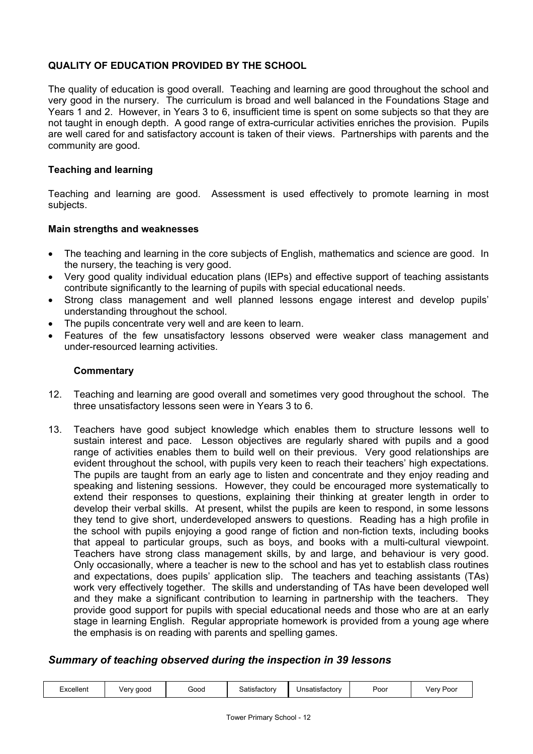**QUALITY OF EDUCATION PROVIDED BY THE SCHOOL**

The quality of education is good overall. Teaching and learning are good throughout the school and very good in the nursery. The curriculum is broad and well balanced in the Foundations Stage and Years 1 and 2. However, in Years 3 to 6, insufficient time is spent on some subjects so that they are not taught in enough depth. A good range of extra-curricular activities enriches the provision. Pupils are well cared for and satisfactory account is taken of their views. Partnerships with parents and the community are good.

**Teaching and learning**

Teaching and learning are good. Assessment is used effectively to promote learning in most subjects.

**Main strengths and weaknesses**

- The teaching and learning in the core subjects of English, mathematics and science are good. In the nursery, the teaching is very good.
- Very good quality individual education plans (IEPs) and effective support of teaching assistants contribute significantly to the learning of pupils with special educational needs.
- Strong class management and well planned lessons engage interest and develop pupils' understanding throughout the school.
- The pupils concentrate very well and are keen to learn.
- Features of the few unsatisfactory lessons observed were weaker class management and under-resourced learning activities.

**Commentary**

12. Teaching and learning are good overall and sometimes very good throughout the school. The three unsatisfactory lessons seen were in Years 3 to 6.

13. Teachers have good subject knowledge which enables them to structure lessons well to sustain interest and pace. Lesson objectives are regularly shared with pupils and a good range of activities enables them to build well on their previous. Very good relationships are evident throughout the school, with pupils very keen to reach their teachers' high expectations. The pupils are taught from an early age to listen and concentrate and they enjoy reading and speaking and listening sessions. However, they could be encouraged more systematically to extend their responses to questions, explaining their thinking at greater length in order to develop their verbal skills. At present, whilst the pupils are keen to respond, in some lessons they tend to give short, underdeveloped answers to questions. Reading has a high profile in the school with pupils enjoying a good range of fiction and non-fiction texts, including books that appeal to particular groups, such as boys, and books with a multi-cultural viewpoint. Teachers have strong class management skills, by and large, and behaviour is very good. Only occasionally, where a teacher is new to the school and has yet to establish class routines and expectations, does pupils' application slip. The teachers and teaching assistants (TAs) work very effectively together. The skills and understanding of TAs have been developed well and they make a significant contribution to learning in partnership with the teachers. They provide good support for pupils with special educational needs and those who are at an early stage in learning English. Regular appropriate homework is provided from a young age where the emphasis is on reading with parents and spelling games.

### *Summary of teaching observed during the inspection in 39 lessons*

| Excellent | Very good | Good | Satisfactory | Unsatisfactory | Poor | Very Poor |
|---|---|---|---|---|---|---|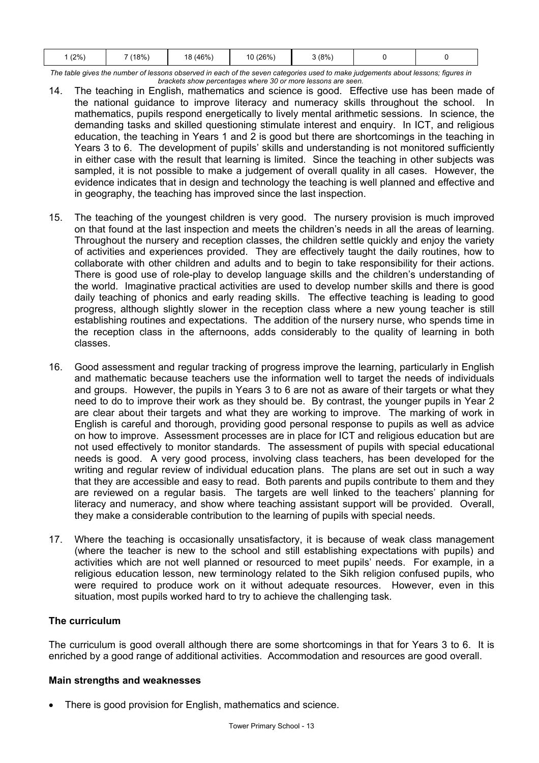| 1 (2%) | 7 (18%) | 18 (46%) | 10 (26%) | 3 (8%) | 0 | 0 |
|---|---|---|---|---|---|---|

*The table gives the number of lessons observed in each of the seven categories used to make judgements about lessons; figures in brackets show percentages where 30 or more lessons are seen.*

14. The teaching in English, mathematics and science is good. Effective use has been made of the national guidance to improve literacy and numeracy skills throughout the school. In mathematics, pupils respond energetically to lively mental arithmetic sessions. In science, the demanding tasks and skilled questioning stimulate interest and enquiry. In ICT, and religious education, the teaching in Years 1 and 2 is good but there are shortcomings in the teaching in Years 3 to 6. The development of pupils' skills and understanding is not monitored sufficiently in either case with the result that learning is limited. Since the teaching in other subjects was sampled, it is not possible to make a judgement of overall quality in all cases. However, the evidence indicates that in design and technology the teaching is well planned and effective and in geography, the teaching has improved since the last inspection.

15. The teaching of the youngest children is very good. The nursery provision is much improved on that found at the last inspection and meets the children's needs in all the areas of learning. Throughout the nursery and reception classes, the children settle quickly and enjoy the variety of activities and experiences provided. They are effectively taught the daily routines, how to collaborate with other children and adults and to begin to take responsibility for their actions. There is good use of role-play to develop language skills and the children's understanding of the world. Imaginative practical activities are used to develop number skills and there is good daily teaching of phonics and early reading skills. The effective teaching is leading to good progress, although slightly slower in the reception class where a new young teacher is still establishing routines and expectations. The addition of the nursery nurse, who spends time in the reception class in the afternoons, adds considerably to the quality of learning in both classes.

16. Good assessment and regular tracking of progress improve the learning, particularly in English and mathematic because teachers use the information well to target the needs of individuals and groups. However, the pupils in Years 3 to 6 are not as aware of their targets or what they need to do to improve their work as they should be. By contrast, the younger pupils in Year 2 are clear about their targets and what they are working to improve. The marking of work in English is careful and thorough, providing good personal response to pupils as well as advice on how to improve. Assessment processes are in place for ICT and religious education but are not used effectively to monitor standards. The assessment of pupils with special educational needs is good. A very good process, involving class teachers, has been developed for the writing and regular review of individual education plans. The plans are set out in such a way that they are accessible and easy to read. Both parents and pupils contribute to them and they are reviewed on a regular basis. The targets are well linked to the teachers' planning for literacy and numeracy, and show where teaching assistant support will be provided. Overall, they make a considerable contribution to the learning of pupils with special needs.

17. Where the teaching is occasionally unsatisfactory, it is because of weak class management (where the teacher is new to the school and still establishing expectations with pupils) and activities which are not well planned or resourced to meet pupils' needs. For example, in a religious education lesson, new terminology related to the Sikh religion confused pupils, who were required to produce work on it without adequate resources. However, even in this situation, most pupils worked hard to try to achieve the challenging task.

### The curriculum

The curriculum is good overall although there are some shortcomings in that for Years 3 to 6. It is enriched by a good range of additional activities. Accommodation and resources are good overall.

#### Main strengths and weaknesses

- There is good provision for English, mathematics and science.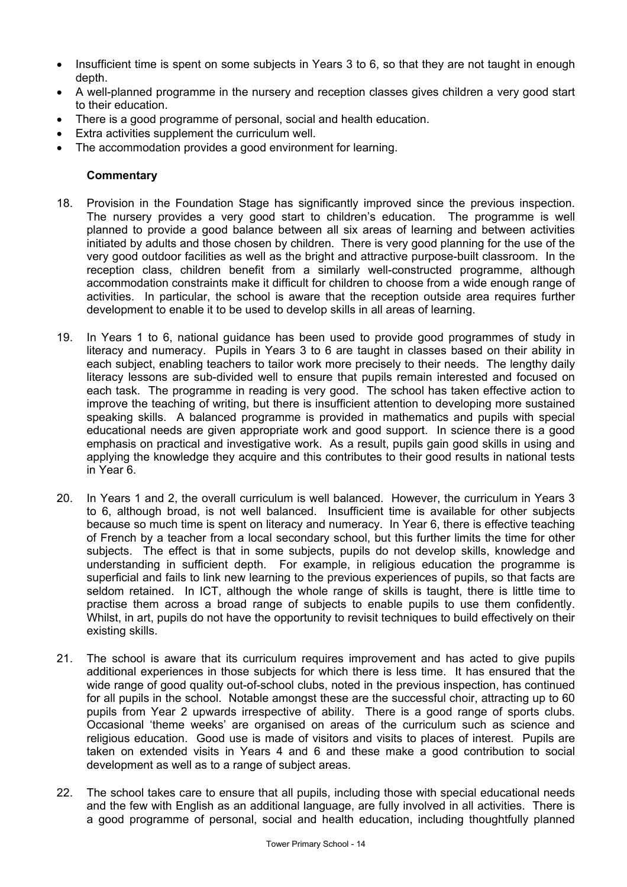- Insufficient time is spent on some subjects in Years 3 to 6, so that they are not taught in enough depth.
- A well-planned programme in the nursery and reception classes gives children a very good start to their education.
- There is a good programme of personal, social and health education.
- Extra activities supplement the curriculum well.
- The accommodation provides a good environment for learning.

**Commentary**

18. Provision in the Foundation Stage has significantly improved since the previous inspection. The nursery provides a very good start to children's education. The programme is well planned to provide a good balance between all six areas of learning and between activities initiated by adults and those chosen by children. There is very good planning for the use of the very good outdoor facilities as well as the bright and attractive purpose-built classroom. In the reception class, children benefit from a similarly well-constructed programme, although accommodation constraints make it difficult for children to choose from a wide enough range of activities. In particular, the school is aware that the reception outside area requires further development to enable it to be used to develop skills in all areas of learning.

19. In Years 1 to 6, national guidance has been used to provide good programmes of study in literacy and numeracy. Pupils in Years 3 to 6 are taught in classes based on their ability in each subject, enabling teachers to tailor work more precisely to their needs. The lengthy daily literacy lessons are sub-divided well to ensure that pupils remain interested and focused on each task. The programme in reading is very good. The school has taken effective action to improve the teaching of writing, but there is insufficient attention to developing more sustained speaking skills. A balanced programme is provided in mathematics and pupils with special educational needs are given appropriate work and good support. In science there is a good emphasis on practical and investigative work. As a result, pupils gain good skills in using and applying the knowledge they acquire and this contributes to their good results in national tests in Year 6.

20. In Years 1 and 2, the overall curriculum is well balanced. However, the curriculum in Years 3 to 6, although broad, is not well balanced. Insufficient time is available for other subjects because so much time is spent on literacy and numeracy. In Year 6, there is effective teaching of French by a teacher from a local secondary school, but this further limits the time for other subjects. The effect is that in some subjects, pupils do not develop skills, knowledge and understanding in sufficient depth. For example, in religious education the programme is superficial and fails to link new learning to the previous experiences of pupils, so that facts are seldom retained. In ICT, although the whole range of skills is taught, there is little time to practise them across a broad range of subjects to enable pupils to use them confidently. Whilst, in art, pupils do not have the opportunity to revisit techniques to build effectively on their existing skills.

21. The school is aware that its curriculum requires improvement and has acted to give pupils additional experiences in those subjects for which there is less time. It has ensured that the wide range of good quality out-of-school clubs, noted in the previous inspection, has continued for all pupils in the school. Notable amongst these are the successful choir, attracting up to 60 pupils from Year 2 upwards irrespective of ability. There is a good range of sports clubs. Occasional 'theme weeks' are organised on areas of the curriculum such as science and religious education. Good use is made of visitors and visits to places of interest. Pupils are taken on extended visits in Years 4 and 6 and these make a good contribution to social development as well as to a range of subject areas.

22. The school takes care to ensure that all pupils, including those with special educational needs and the few with English as an additional language, are fully involved in all activities. There is a good programme of personal, social and health education, including thoughtfully planned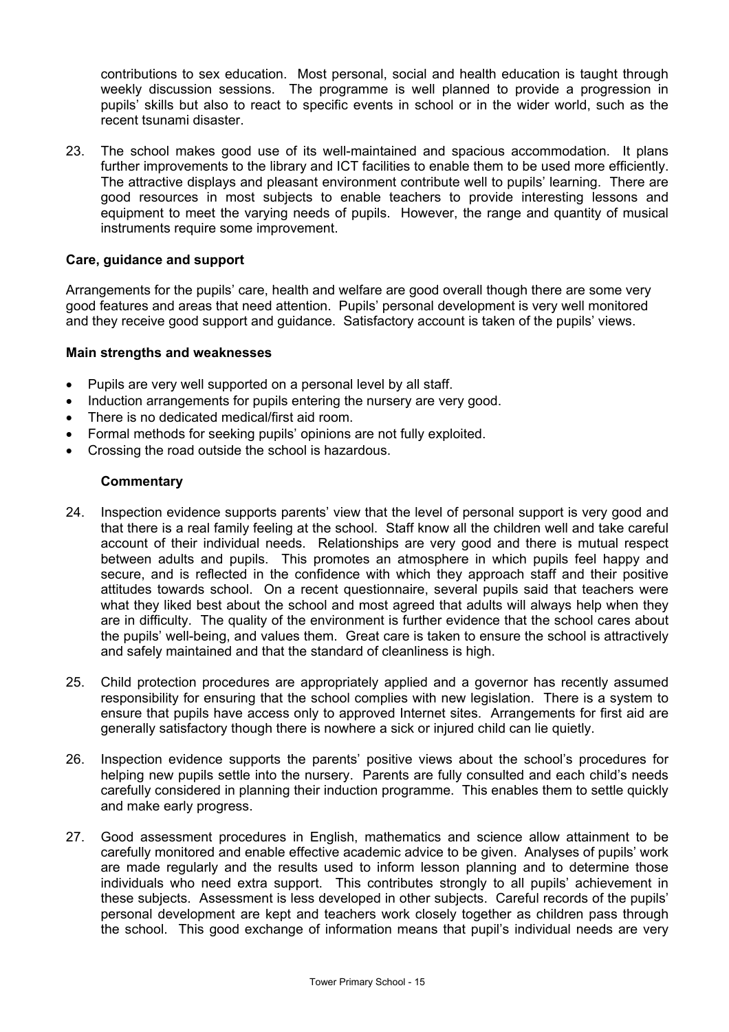contributions to sex education. Most personal, social and health education is taught through weekly discussion sessions. The programme is well planned to provide a progression in pupils' skills but also to react to specific events in school or in the wider world, such as the recent tsunami disaster.

23. The school makes good use of its well-maintained and spacious accommodation. It plans further improvements to the library and ICT facilities to enable them to be used more efficiently. The attractive displays and pleasant environment contribute well to pupils' learning. There are good resources in most subjects to enable teachers to provide interesting lessons and equipment to meet the varying needs of pupils. However, the range and quantity of musical instruments require some improvement.

### Care, guidance and support

Arrangements for the pupils' care, health and welfare are good overall though there are some very good features and areas that need attention. Pupils' personal development is very well monitored and they receive good support and guidance. Satisfactory account is taken of the pupils' views.

#### Main strengths and weaknesses

- Pupils are very well supported on a personal level by all staff.
- Induction arrangements for pupils entering the nursery are very good.
- There is no dedicated medical/first aid room.
- Formal methods for seeking pupils' opinions are not fully exploited.
- Crossing the road outside the school is hazardous.

#### Commentary

24. Inspection evidence supports parents' view that the level of personal support is very good and that there is a real family feeling at the school. Staff know all the children well and take careful account of their individual needs. Relationships are very good and there is mutual respect between adults and pupils. This promotes an atmosphere in which pupils feel happy and secure, and is reflected in the confidence with which they approach staff and their positive attitudes towards school. On a recent questionnaire, several pupils said that teachers were what they liked best about the school and most agreed that adults will always help when they are in difficulty. The quality of the environment is further evidence that the school cares about the pupils' well-being, and values them. Great care is taken to ensure the school is attractively and safely maintained and that the standard of cleanliness is high.

25. Child protection procedures are appropriately applied and a governor has recently assumed responsibility for ensuring that the school complies with new legislation. There is a system to ensure that pupils have access only to approved Internet sites. Arrangements for first aid are generally satisfactory though there is nowhere a sick or injured child can lie quietly.

26. Inspection evidence supports the parents' positive views about the school's procedures for helping new pupils settle into the nursery. Parents are fully consulted and each child's needs carefully considered in planning their induction programme. This enables them to settle quickly and make early progress.

27. Good assessment procedures in English, mathematics and science allow attainment to be carefully monitored and enable effective academic advice to be given. Analyses of pupils' work are made regularly and the results used to inform lesson planning and to determine those individuals who need extra support. This contributes strongly to all pupils' achievement in these subjects. Assessment is less developed in other subjects. Careful records of the pupils' personal development are kept and teachers work closely together as children pass through the school. This good exchange of information means that pupil's individual needs are very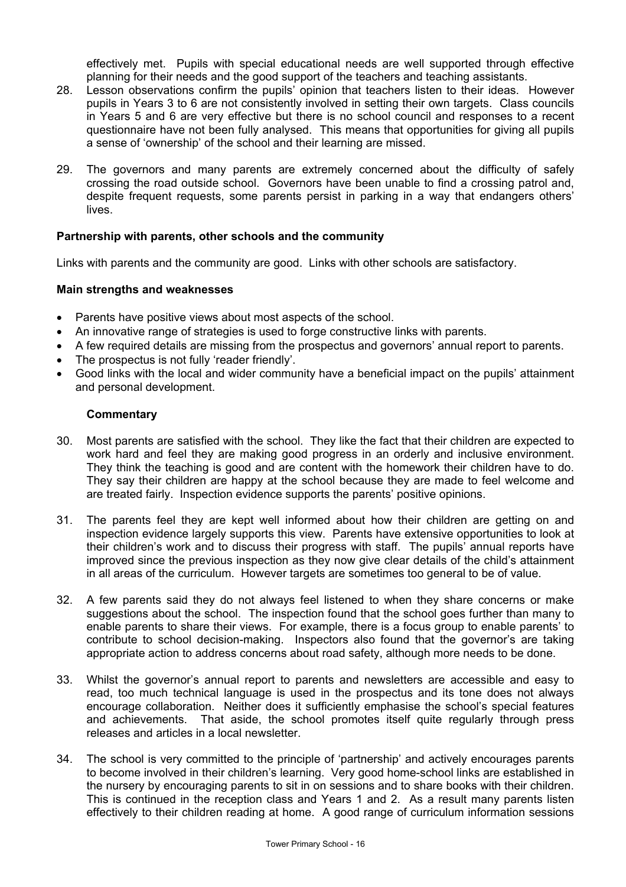effectively met. Pupils with special educational needs are well supported through effective planning for their needs and the good support of the teachers and teaching assistants.

28. Lesson observations confirm the pupils' opinion that teachers listen to their ideas. However pupils in Years 3 to 6 are not consistently involved in setting their own targets. Class councils in Years 5 and 6 are very effective but there is no school council and responses to a recent questionnaire have not been fully analysed. This means that opportunities for giving all pupils a sense of 'ownership' of the school and their learning are missed.

29. The governors and many parents are extremely concerned about the difficulty of safely crossing the road outside school. Governors have been unable to find a crossing patrol and, despite frequent requests, some parents persist in parking in a way that endangers others' lives.

**Partnership with parents, other schools and the community**

Links with parents and the community are good. Links with other schools are satisfactory.

**Main strengths and weaknesses**

- Parents have positive views about most aspects of the school.
- An innovative range of strategies is used to forge constructive links with parents.
- A few required details are missing from the prospectus and governors' annual report to parents.
- The prospectus is not fully 'reader friendly'.
- Good links with the local and wider community have a beneficial impact on the pupils' attainment and personal development.

**Commentary**

30. Most parents are satisfied with the school. They like the fact that their children are expected to work hard and feel they are making good progress in an orderly and inclusive environment. They think the teaching is good and are content with the homework their children have to do. They say their children are happy at the school because they are made to feel welcome and are treated fairly. Inspection evidence supports the parents' positive opinions.

31. The parents feel they are kept well informed about how their children are getting on and inspection evidence largely supports this view. Parents have extensive opportunities to look at their children's work and to discuss their progress with staff. The pupils' annual reports have improved since the previous inspection as they now give clear details of the child's attainment in all areas of the curriculum. However targets are sometimes too general to be of value.

32. A few parents said they do not always feel listened to when they share concerns or make suggestions about the school. The inspection found that the school goes further than many to enable parents to share their views. For example, there is a focus group to enable parents' to contribute to school decision-making. Inspectors also found that the governor's are taking appropriate action to address concerns about road safety, although more needs to be done.

33. Whilst the governor's annual report to parents and newsletters are accessible and easy to read, too much technical language is used in the prospectus and its tone does not always encourage collaboration. Neither does it sufficiently emphasise the school's special features and achievements. That aside, the school promotes itself quite regularly through press releases and articles in a local newsletter.

34. The school is very committed to the principle of 'partnership' and actively encourages parents to become involved in their children's learning. Very good home-school links are established in the nursery by encouraging parents to sit in on sessions and to share books with their children. This is continued in the reception class and Years 1 and 2. As a result many parents listen effectively to their children reading at home. A good range of curriculum information sessions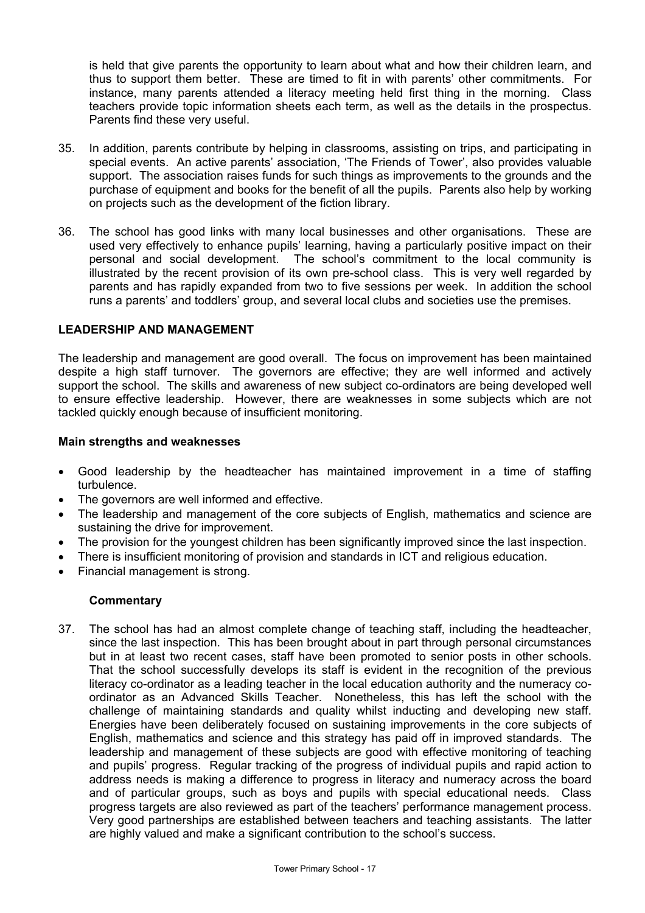is held that give parents the opportunity to learn about what and how their children learn, and thus to support them better. These are timed to fit in with parents' other commitments. For instance, many parents attended a literacy meeting held first thing in the morning. Class teachers provide topic information sheets each term, as well as the details in the prospectus. Parents find these very useful.

35. In addition, parents contribute by helping in classrooms, assisting on trips, and participating in special events. An active parents' association, 'The Friends of Tower', also provides valuable support. The association raises funds for such things as improvements to the grounds and the purchase of equipment and books for the benefit of all the pupils. Parents also help by working on projects such as the development of the fiction library.

36. The school has good links with many local businesses and other organisations. These are used very effectively to enhance pupils' learning, having a particularly positive impact on their personal and social development. The school's commitment to the local community is illustrated by the recent provision of its own pre-school class. This is very well regarded by parents and has rapidly expanded from two to five sessions per week. In addition the school runs a parents' and toddlers' group, and several local clubs and societies use the premises.

## LEADERSHIP AND MANAGEMENT

The leadership and management are good overall. The focus on improvement has been maintained despite a high staff turnover. The governors are effective; they are well informed and actively support the school. The skills and awareness of new subject co-ordinators are being developed well to ensure effective leadership. However, there are weaknesses in some subjects which are not tackled quickly enough because of insufficient monitoring.

### Main strengths and weaknesses

- Good leadership by the headteacher has maintained improvement in a time of staffing turbulence.
- The governors are well informed and effective.
- The leadership and management of the core subjects of English, mathematics and science are sustaining the drive for improvement.
- The provision for the youngest children has been significantly improved since the last inspection.
- There is insufficient monitoring of provision and standards in ICT and religious education.
- Financial management is strong.

### Commentary

37. The school has had an almost complete change of teaching staff, including the headteacher, since the last inspection. This has been brought about in part through personal circumstances but in at least two recent cases, staff have been promoted to senior posts in other schools. That the school successfully develops its staff is evident in the recognition of the previous literacy co-ordinator as a leading teacher in the local education authority and the numeracy co-ordinator as an Advanced Skills Teacher. Nonetheless, this has left the school with the challenge of maintaining standards and quality whilst inducting and developing new staff. Energies have been deliberately focused on sustaining improvements in the core subjects of English, mathematics and science and this strategy has paid off in improved standards. The leadership and management of these subjects are good with effective monitoring of teaching and pupils' progress. Regular tracking of the progress of individual pupils and rapid action to address needs is making a difference to progress in literacy and numeracy across the board and of particular groups, such as boys and pupils with special educational needs. Class progress targets are also reviewed as part of the teachers' performance management process. Very good partnerships are established between teachers and teaching assistants. The latter are highly valued and make a significant contribution to the school's success.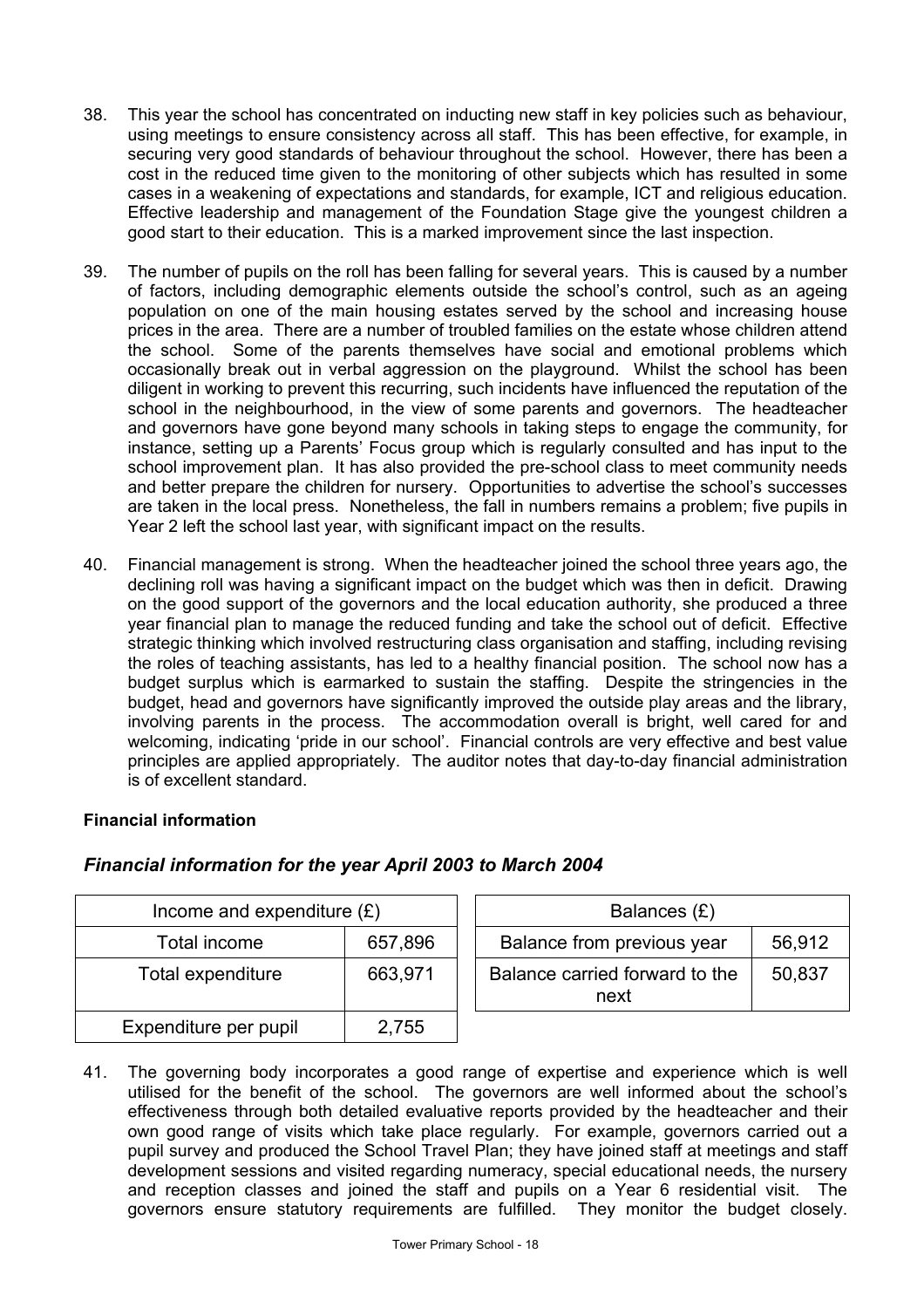38. This year the school has concentrated on inducting new staff in key policies such as behaviour, using meetings to ensure consistency across all staff. This has been effective, for example, in securing very good standards of behaviour throughout the school. However, there has been a cost in the reduced time given to the monitoring of other subjects which has resulted in some cases in a weakening of expectations and standards, for example, ICT and religious education. Effective leadership and management of the Foundation Stage give the youngest children a good start to their education. This is a marked improvement since the last inspection.

39. The number of pupils on the roll has been falling for several years. This is caused by a number of factors, including demographic elements outside the school's control, such as an ageing population on one of the main housing estates served by the school and increasing house prices in the area. There are a number of troubled families on the estate whose children attend the school. Some of the parents themselves have social and emotional problems which occasionally break out in verbal aggression on the playground. Whilst the school has been diligent in working to prevent this recurring, such incidents have influenced the reputation of the school in the neighbourhood, in the view of some parents and governors. The headteacher and governors have gone beyond many schools in taking steps to engage the community, for instance, setting up a Parents' Focus group which is regularly consulted and has input to the school improvement plan. It has also provided the pre-school class to meet community needs and better prepare the children for nursery. Opportunities to advertise the school's successes are taken in the local press. Nonetheless, the fall in numbers remains a problem; five pupils in Year 2 left the school last year, with significant impact on the results.

40. Financial management is strong. When the headteacher joined the school three years ago, the declining roll was having a significant impact on the budget which was then in deficit. Drawing on the good support of the governors and the local education authority, she produced a three year financial plan to manage the reduced funding and take the school out of deficit. Effective strategic thinking which involved restructuring class organisation and staffing, including revising the roles of teaching assistants, has led to a healthy financial position. The school now has a budget surplus which is earmarked to sustain the staffing. Despite the stringencies in the budget, head and governors have significantly improved the outside play areas and the library, involving parents in the process. The accommodation overall is bright, well cared for and welcoming, indicating 'pride in our school'. Financial controls are very effective and best value principles are applied appropriately. The auditor notes that day-to-day financial administration is of excellent standard.

**Financial information**

## *Financial information for the year April 2003 to March 2004*

| Income and expenditure (£) | |
|---|---|
| Total income | 657,896 |
| Total expenditure | 663,971 |
| Expenditure per pupil | 2,755 |

| Balances (£) | |
|---|---|
| Balance from previous year | 56,912 |
| Balance carried forward to the next | 50,837 |

41. The governing body incorporates a good range of expertise and experience which is well utilised for the benefit of the school. The governors are well informed about the school's effectiveness through both detailed evaluative reports provided by the headteacher and their own good range of visits which take place regularly. For example, governors carried out a pupil survey and produced the School Travel Plan; they have joined staff at meetings and staff development sessions and visited regarding numeracy, special educational needs, the nursery and reception classes and joined the staff and pupils on a Year 6 residential visit. The governors ensure statutory requirements are fulfilled. They monitor the budget closely.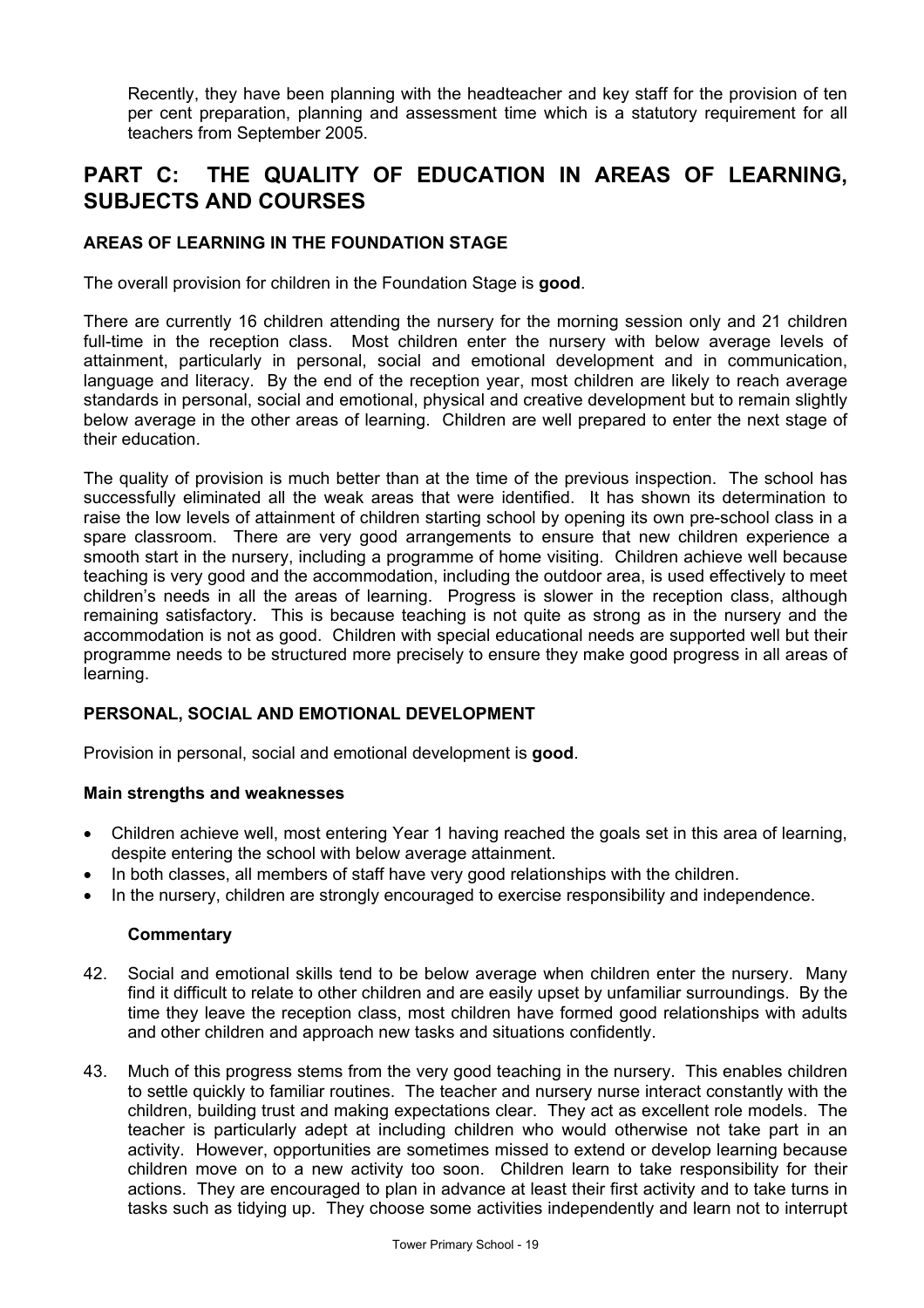Recently, they have been planning with the headteacher and key staff for the provision of ten per cent preparation, planning and assessment time which is a statutory requirement for all teachers from September 2005.

# PART C: THE QUALITY OF EDUCATION IN AREAS OF LEARNING, SUBJECTS AND COURSES

## AREAS OF LEARNING IN THE FOUNDATION STAGE

The overall provision for children in the Foundation Stage is **good**.

There are currently 16 children attending the nursery for the morning session only and 21 children full-time in the reception class. Most children enter the nursery with below average levels of attainment, particularly in personal, social and emotional development and in communication, language and literacy. By the end of the reception year, most children are likely to reach average standards in personal, social and emotional, physical and creative development but to remain slightly below average in the other areas of learning. Children are well prepared to enter the next stage of their education.

The quality of provision is much better than at the time of the previous inspection. The school has successfully eliminated all the weak areas that were identified. It has shown its determination to raise the low levels of attainment of children starting school by opening its own pre-school class in a spare classroom. There are very good arrangements to ensure that new children experience a smooth start in the nursery, including a programme of home visiting. Children achieve well because teaching is very good and the accommodation, including the outdoor area, is used effectively to meet children's needs in all the areas of learning. Progress is slower in the reception class, although remaining satisfactory. This is because teaching is not quite as strong as in the nursery and the accommodation is not as good. Children with special educational needs are supported well but their programme needs to be structured more precisely to ensure they make good progress in all areas of learning.

## PERSONAL, SOCIAL AND EMOTIONAL DEVELOPMENT

Provision in personal, social and emotional development is **good**.

### Main strengths and weaknesses

- Children achieve well, most entering Year 1 having reached the goals set in this area of learning, despite entering the school with below average attainment.
- In both classes, all members of staff have very good relationships with the children.
- In the nursery, children are strongly encouraged to exercise responsibility and independence.

### Commentary

42. Social and emotional skills tend to be below average when children enter the nursery. Many find it difficult to relate to other children and are easily upset by unfamiliar surroundings. By the time they leave the reception class, most children have formed good relationships with adults and other children and approach new tasks and situations confidently.

43. Much of this progress stems from the very good teaching in the nursery. This enables children to settle quickly to familiar routines. The teacher and nursery nurse interact constantly with the children, building trust and making expectations clear. They act as excellent role models. The teacher is particularly adept at including children who would otherwise not take part in an activity. However, opportunities are sometimes missed to extend or develop learning because children move on to a new activity too soon. Children learn to take responsibility for their actions. They are encouraged to plan in advance at least their first activity and to take turns in tasks such as tidying up. They choose some activities independently and learn not to interrupt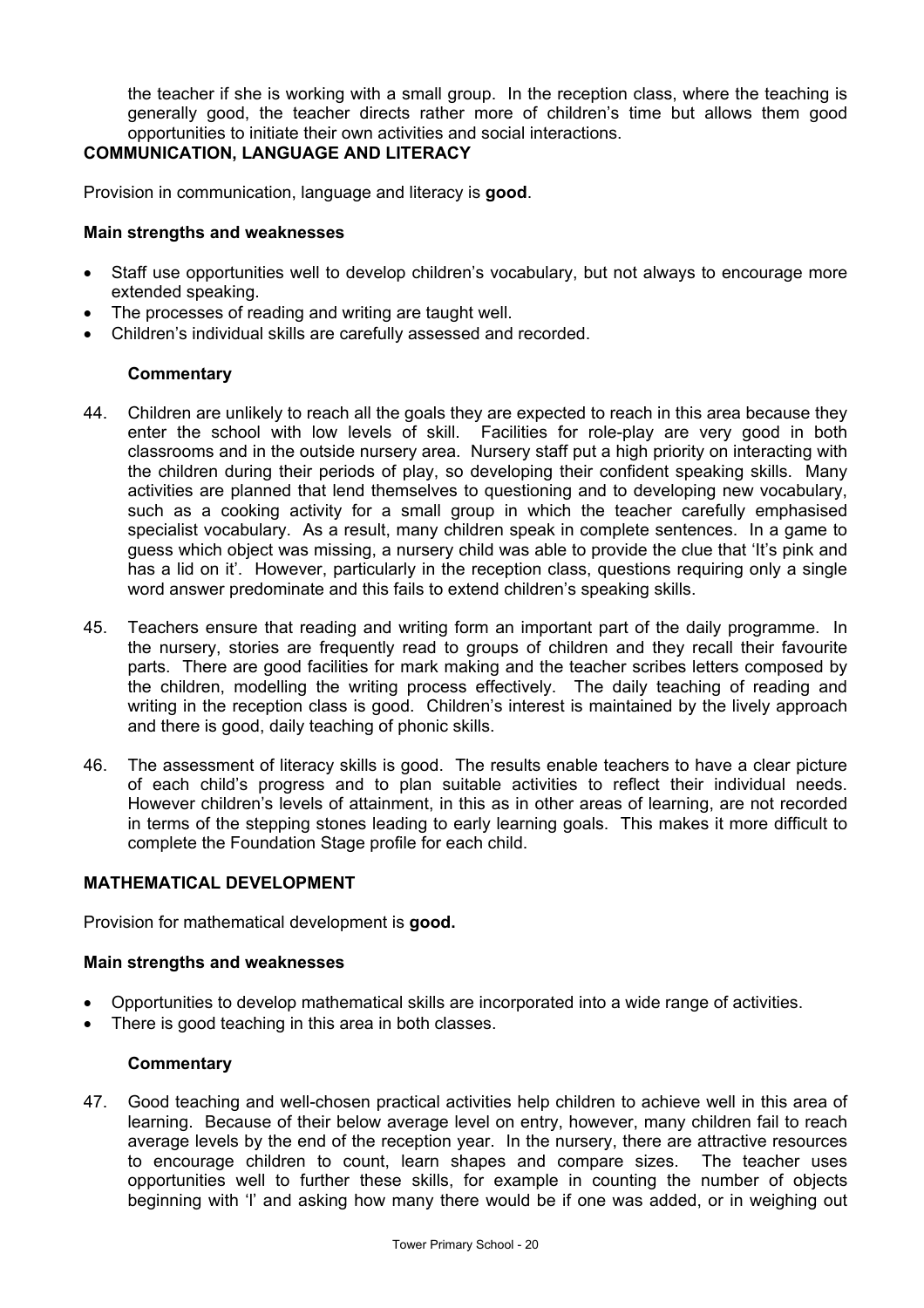the teacher if she is working with a small group. In the reception class, where the teaching is generally good, the teacher directs rather more of children's time but allows them good opportunities to initiate their own activities and social interactions.

## COMMUNICATION, LANGUAGE AND LITERACY

Provision in communication, language and literacy is **good**.

### Main strengths and weaknesses

- Staff use opportunities well to develop children's vocabulary, but not always to encourage more extended speaking.
- The processes of reading and writing are taught well.
- Children's individual skills are carefully assessed and recorded.

### Commentary

44. Children are unlikely to reach all the goals they are expected to reach in this area because they enter the school with low levels of skill. Facilities for role-play are very good in both classrooms and in the outside nursery area. Nursery staff put a high priority on interacting with the children during their periods of play, so developing their confident speaking skills. Many activities are planned that lend themselves to questioning and to developing new vocabulary, such as a cooking activity for a small group in which the teacher carefully emphasised specialist vocabulary. As a result, many children speak in complete sentences. In a game to guess which object was missing, a nursery child was able to provide the clue that 'It's pink and has a lid on it'. However, particularly in the reception class, questions requiring only a single word answer predominate and this fails to extend children's speaking skills.

45. Teachers ensure that reading and writing form an important part of the daily programme. In the nursery, stories are frequently read to groups of children and they recall their favourite parts. There are good facilities for mark making and the teacher scribes letters composed by the children, modelling the writing process effectively. The daily teaching of reading and writing in the reception class is good. Children's interest is maintained by the lively approach and there is good, daily teaching of phonic skills.

46. The assessment of literacy skills is good. The results enable teachers to have a clear picture of each child's progress and to plan suitable activities to reflect their individual needs. However children's levels of attainment, in this as in other areas of learning, are not recorded in terms of the stepping stones leading to early learning goals. This makes it more difficult to complete the Foundation Stage profile for each child.

## MATHEMATICAL DEVELOPMENT

Provision for mathematical development is **good.**

### Main strengths and weaknesses

- Opportunities to develop mathematical skills are incorporated into a wide range of activities.
- There is good teaching in this area in both classes.

### Commentary

47. Good teaching and well-chosen practical activities help children to achieve well in this area of learning. Because of their below average level on entry, however, many children fail to reach average levels by the end of the reception year. In the nursery, there are attractive resources to encourage children to count, learn shapes and compare sizes. The teacher uses opportunities well to further these skills, for example in counting the number of objects beginning with 'l' and asking how many there would be if one was added, or in weighing out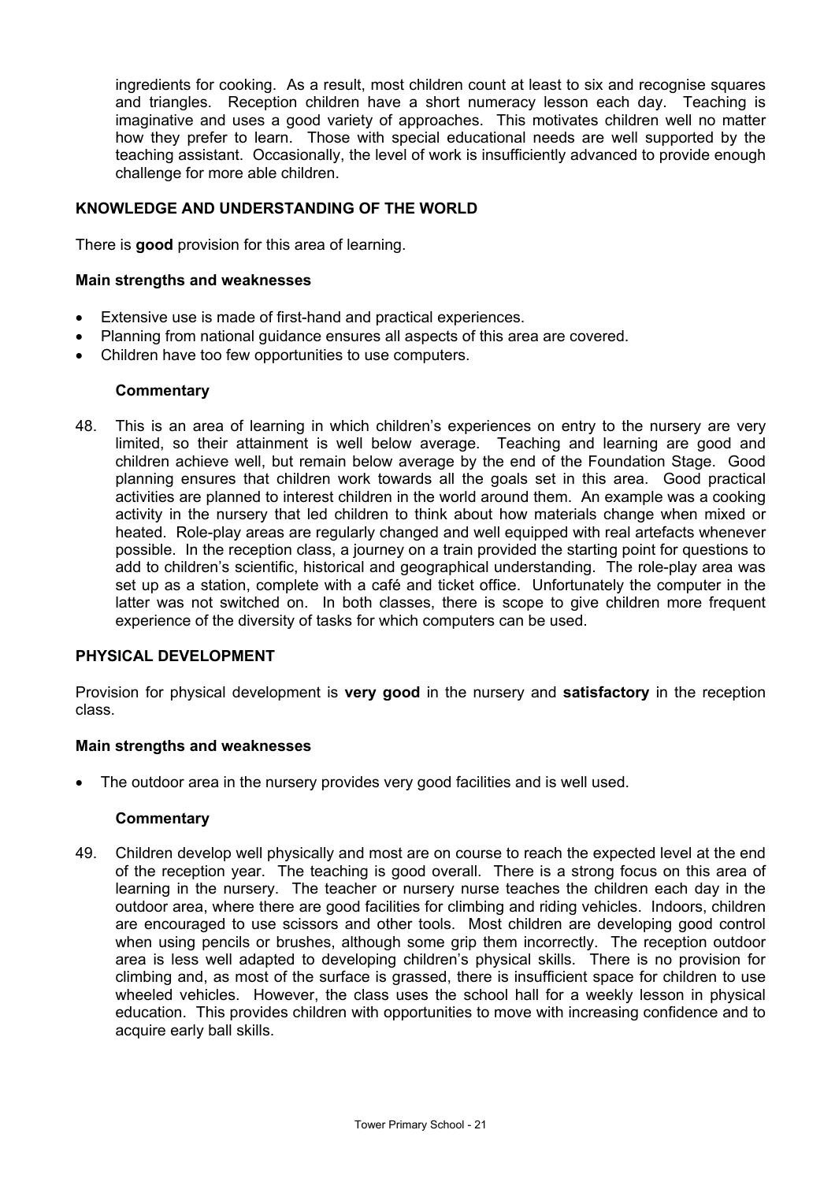ingredients for cooking. As a result, most children count at least to six and recognise squares and triangles. Reception children have a short numeracy lesson each day. Teaching is imaginative and uses a good variety of approaches. This motivates children well no matter how they prefer to learn. Those with special educational needs are well supported by the teaching assistant. Occasionally, the level of work is insufficiently advanced to provide enough challenge for more able children.

## KNOWLEDGE AND UNDERSTANDING OF THE WORLD

There is **good** provision for this area of learning.

### Main strengths and weaknesses

- Extensive use is made of first-hand and practical experiences.
- Planning from national guidance ensures all aspects of this area are covered.
- Children have too few opportunities to use computers.

#### Commentary

48. This is an area of learning in which children's experiences on entry to the nursery are very limited, so their attainment is well below average. Teaching and learning are good and children achieve well, but remain below average by the end of the Foundation Stage. Good planning ensures that children work towards all the goals set in this area. Good practical activities are planned to interest children in the world around them. An example was a cooking activity in the nursery that led children to think about how materials change when mixed or heated. Role-play areas are regularly changed and well equipped with real artefacts whenever possible. In the reception class, a journey on a train provided the starting point for questions to add to children's scientific, historical and geographical understanding. The role-play area was set up as a station, complete with a café and ticket office. Unfortunately the computer in the latter was not switched on. In both classes, there is scope to give children more frequent experience of the diversity of tasks for which computers can be used.

## PHYSICAL DEVELOPMENT

Provision for physical development is **very good** in the nursery and **satisfactory** in the reception class.

### Main strengths and weaknesses

- The outdoor area in the nursery provides very good facilities and is well used.

#### Commentary

49. Children develop well physically and most are on course to reach the expected level at the end of the reception year. The teaching is good overall. There is a strong focus on this area of learning in the nursery. The teacher or nursery nurse teaches the children each day in the outdoor area, where there are good facilities for climbing and riding vehicles. Indoors, children are encouraged to use scissors and other tools. Most children are developing good control when using pencils or brushes, although some grip them incorrectly. The reception outdoor area is less well adapted to developing children's physical skills. There is no provision for climbing and, as most of the surface is grassed, there is insufficient space for children to use wheeled vehicles. However, the class uses the school hall for a weekly lesson in physical education. This provides children with opportunities to move with increasing confidence and to acquire early ball skills.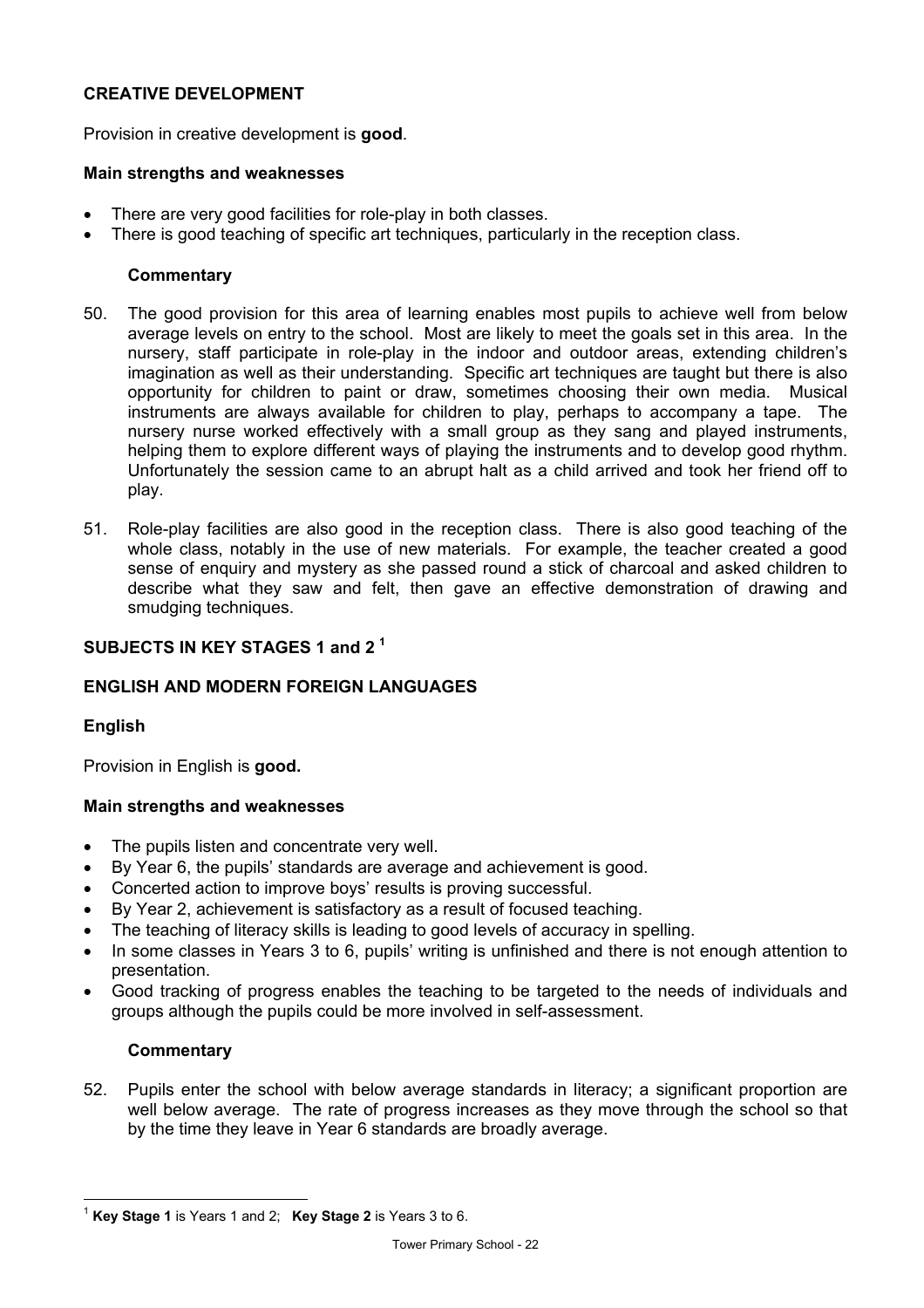## CREATIVE DEVELOPMENT

Provision in creative development is **good**.

### Main strengths and weaknesses

- There are very good facilities for role-play in both classes.
- There is good teaching of specific art techniques, particularly in the reception class.

#### Commentary

50. The good provision for this area of learning enables most pupils to achieve well from below average levels on entry to the school. Most are likely to meet the goals set in this area. In the nursery, staff participate in role-play in the indoor and outdoor areas, extending children's imagination as well as their understanding. Specific art techniques are taught but there is also opportunity for children to paint or draw, sometimes choosing their own media. Musical instruments are always available for children to play, perhaps to accompany a tape. The nursery nurse worked effectively with a small group as they sang and played instruments, helping them to explore different ways of playing the instruments and to develop good rhythm. Unfortunately the session came to an abrupt halt as a child arrived and took her friend off to play.

51. Role-play facilities are also good in the reception class. There is also good teaching of the whole class, notably in the use of new materials. For example, the teacher created a good sense of enquiry and mystery as she passed round a stick of charcoal and asked children to describe what they saw and felt, then gave an effective demonstration of drawing and smudging techniques.

## SUBJECTS IN KEY STAGES 1 and 2 [1]

## ENGLISH AND MODERN FOREIGN LANGUAGES

### English

Provision in English is **good.**

### Main strengths and weaknesses

- The pupils listen and concentrate very well.
- By Year 6, the pupils' standards are average and achievement is good.
- Concerted action to improve boys' results is proving successful.
- By Year 2, achievement is satisfactory as a result of focused teaching.
- The teaching of literacy skills is leading to good levels of accuracy in spelling.
- In some classes in Years 3 to 6, pupils' writing is unfinished and there is not enough attention to presentation.
- Good tracking of progress enables the teaching to be targeted to the needs of individuals and groups although the pupils could be more involved in self-assessment.

#### Commentary

52. Pupils enter the school with below average standards in literacy; a significant proportion are well below average. The rate of progress increases as they move through the school so that by the time they leave in Year 6 standards are broadly average.

---

[1] **Key Stage 1** is Years 1 and 2; **Key Stage 2** is Years 3 to 6.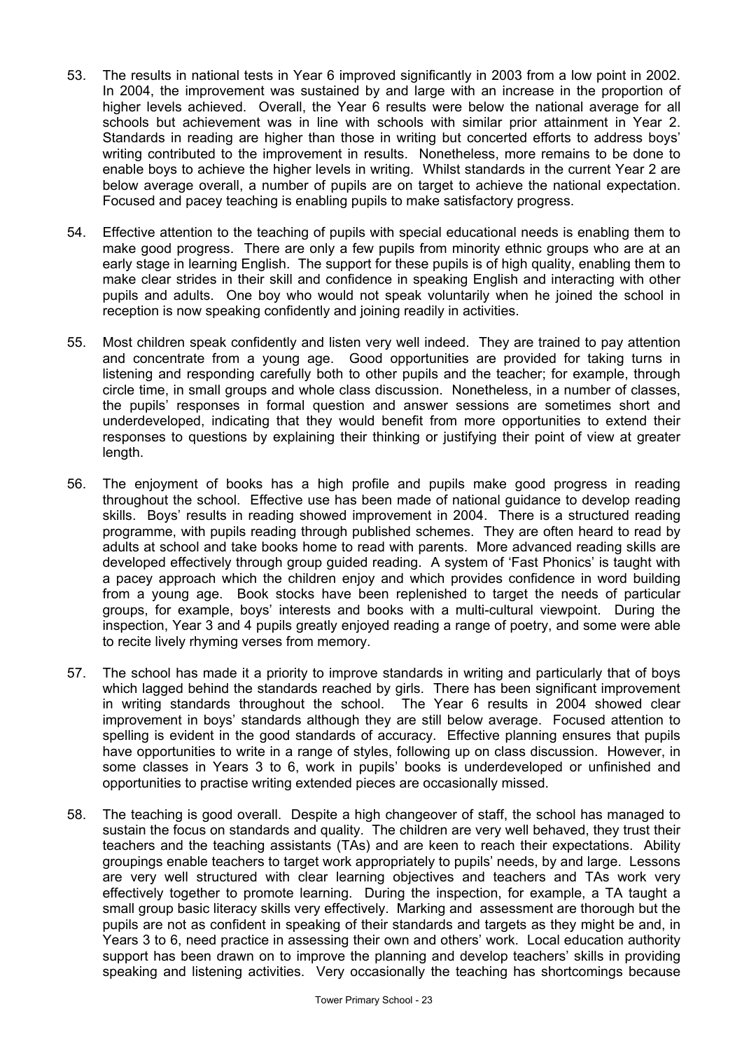53. The results in national tests in Year 6 improved significantly in 2003 from a low point in 2002. In 2004, the improvement was sustained by and large with an increase in the proportion of higher levels achieved. Overall, the Year 6 results were below the national average for all schools but achievement was in line with schools with similar prior attainment in Year 2. Standards in reading are higher than those in writing but concerted efforts to address boys' writing contributed to the improvement in results. Nonetheless, more remains to be done to enable boys to achieve the higher levels in writing. Whilst standards in the current Year 2 are below average overall, a number of pupils are on target to achieve the national expectation. Focused and pacey teaching is enabling pupils to make satisfactory progress.

54. Effective attention to the teaching of pupils with special educational needs is enabling them to make good progress. There are only a few pupils from minority ethnic groups who are at an early stage in learning English. The support for these pupils is of high quality, enabling them to make clear strides in their skill and confidence in speaking English and interacting with other pupils and adults. One boy who would not speak voluntarily when he joined the school in reception is now speaking confidently and joining readily in activities.

55. Most children speak confidently and listen very well indeed. They are trained to pay attention and concentrate from a young age. Good opportunities are provided for taking turns in listening and responding carefully both to other pupils and the teacher; for example, through circle time, in small groups and whole class discussion. Nonetheless, in a number of classes, the pupils' responses in formal question and answer sessions are sometimes short and underdeveloped, indicating that they would benefit from more opportunities to extend their responses to questions by explaining their thinking or justifying their point of view at greater length.

56. The enjoyment of books has a high profile and pupils make good progress in reading throughout the school. Effective use has been made of national guidance to develop reading skills. Boys' results in reading showed improvement in 2004. There is a structured reading programme, with pupils reading through published schemes. They are often heard to read by adults at school and take books home to read with parents. More advanced reading skills are developed effectively through group guided reading. A system of 'Fast Phonics' is taught with a pacey approach which the children enjoy and which provides confidence in word building from a young age. Book stocks have been replenished to target the needs of particular groups, for example, boys' interests and books with a multi-cultural viewpoint. During the inspection, Year 3 and 4 pupils greatly enjoyed reading a range of poetry, and some were able to recite lively rhyming verses from memory.

57. The school has made it a priority to improve standards in writing and particularly that of boys which lagged behind the standards reached by girls. There has been significant improvement in writing standards throughout the school. The Year 6 results in 2004 showed clear improvement in boys' standards although they are still below average. Focused attention to spelling is evident in the good standards of accuracy. Effective planning ensures that pupils have opportunities to write in a range of styles, following up on class discussion. However, in some classes in Years 3 to 6, work in pupils' books is underdeveloped or unfinished and opportunities to practise writing extended pieces are occasionally missed.

58. The teaching is good overall. Despite a high changeover of staff, the school has managed to sustain the focus on standards and quality. The children are very well behaved, they trust their teachers and the teaching assistants (TAs) and are keen to reach their expectations. Ability groupings enable teachers to target work appropriately to pupils' needs, by and large. Lessons are very well structured with clear learning objectives and teachers and TAs work very effectively together to promote learning. During the inspection, for example, a TA taught a small group basic literacy skills very effectively. Marking and assessment are thorough but the pupils are not as confident in speaking of their standards and targets as they might be and, in Years 3 to 6, need practice in assessing their own and others' work. Local education authority support has been drawn on to improve the planning and develop teachers' skills in providing speaking and listening activities. Very occasionally the teaching has shortcomings because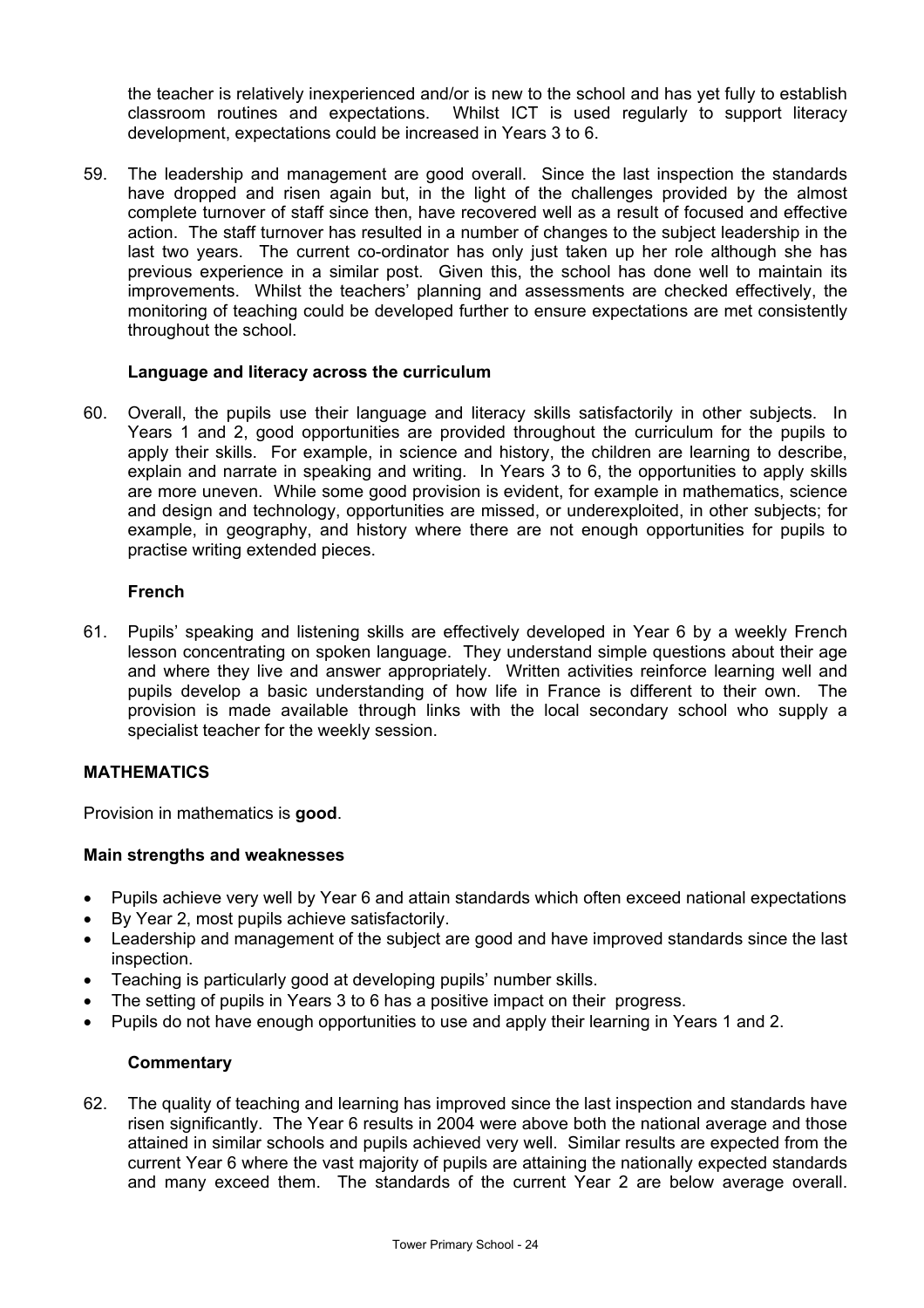the teacher is relatively inexperienced and/or is new to the school and has yet fully to establish classroom routines and expectations. Whilst ICT is used regularly to support literacy development, expectations could be increased in Years 3 to 6.

59. The leadership and management are good overall. Since the last inspection the standards have dropped and risen again but, in the light of the challenges provided by the almost complete turnover of staff since then, have recovered well as a result of focused and effective action. The staff turnover has resulted in a number of changes to the subject leadership in the last two years. The current co-ordinator has only just taken up her role although she has previous experience in a similar post. Given this, the school has done well to maintain its improvements. Whilst the teachers' planning and assessments are checked effectively, the monitoring of teaching could be developed further to ensure expectations are met consistently throughout the school.

### Language and literacy across the curriculum

60. Overall, the pupils use their language and literacy skills satisfactorily in other subjects. In Years 1 and 2, good opportunities are provided throughout the curriculum for the pupils to apply their skills. For example, in science and history, the children are learning to describe, explain and narrate in speaking and writing. In Years 3 to 6, the opportunities to apply skills are more uneven. While some good provision is evident, for example in mathematics, science and design and technology, opportunities are missed, or underexploited, in other subjects; for example, in geography, and history where there are not enough opportunities for pupils to practise writing extended pieces.

### French

61. Pupils' speaking and listening skills are effectively developed in Year 6 by a weekly French lesson concentrating on spoken language. They understand simple questions about their age and where they live and answer appropriately. Written activities reinforce learning well and pupils develop a basic understanding of how life in France is different to their own. The provision is made available through links with the local secondary school who supply a specialist teacher for the weekly session.

## MATHEMATICS

Provision in mathematics is **good**.

### Main strengths and weaknesses

- Pupils achieve very well by Year 6 and attain standards which often exceed national expectations
- By Year 2, most pupils achieve satisfactorily.
- Leadership and management of the subject are good and have improved standards since the last inspection.
- Teaching is particularly good at developing pupils' number skills.
- The setting of pupils in Years 3 to 6 has a positive impact on their progress.
- Pupils do not have enough opportunities to use and apply their learning in Years 1 and 2.

### Commentary

62. The quality of teaching and learning has improved since the last inspection and standards have risen significantly. The Year 6 results in 2004 were above both the national average and those attained in similar schools and pupils achieved very well. Similar results are expected from the current Year 6 where the vast majority of pupils are attaining the nationally expected standards and many exceed them. The standards of the current Year 2 are below average overall.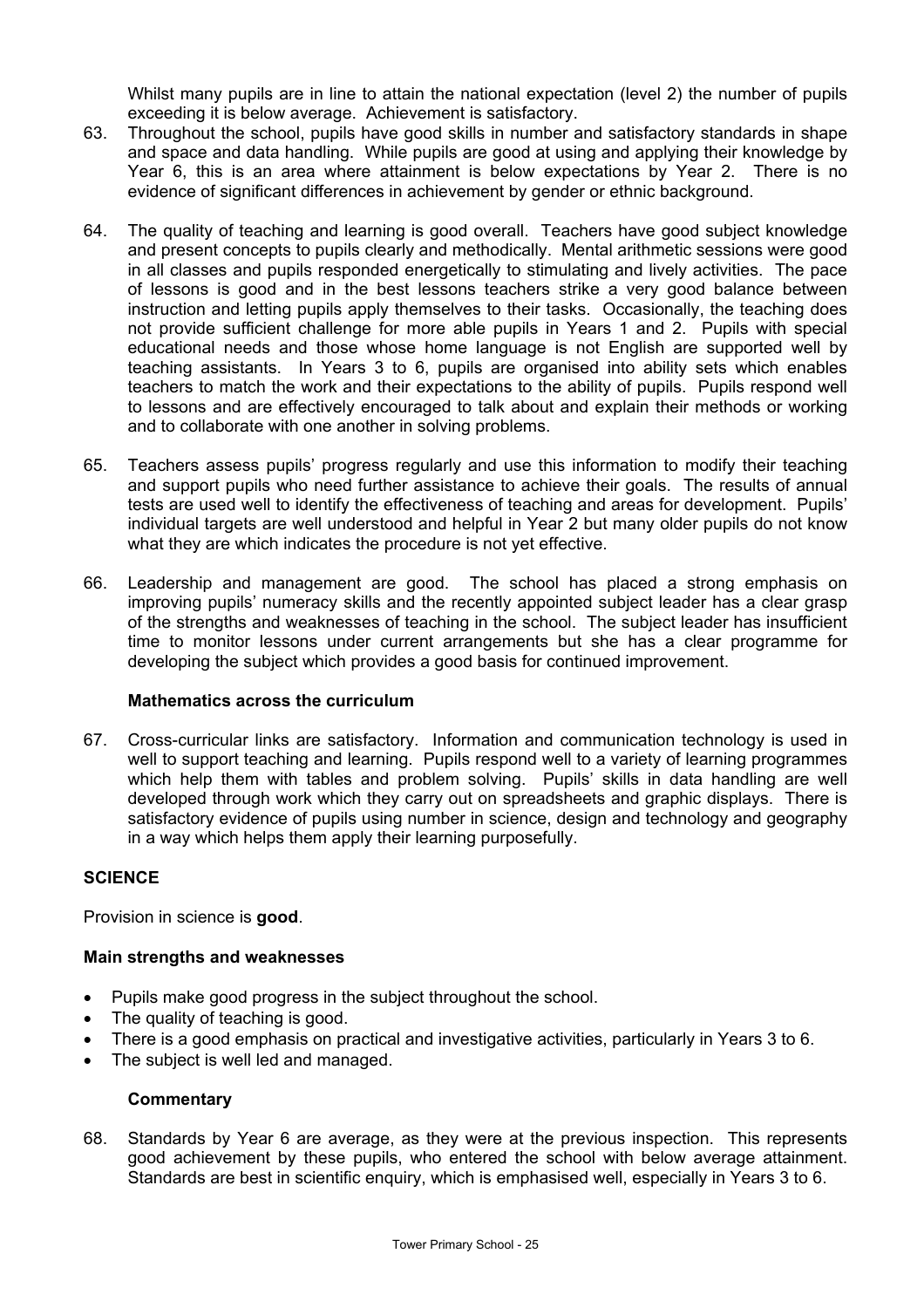Whilst many pupils are in line to attain the national expectation (level 2) the number of pupils exceeding it is below average. Achievement is satisfactory.

63. Throughout the school, pupils have good skills in number and satisfactory standards in shape and space and data handling. While pupils are good at using and applying their knowledge by Year 6, this is an area where attainment is below expectations by Year 2. There is no evidence of significant differences in achievement by gender or ethnic background.

64. The quality of teaching and learning is good overall. Teachers have good subject knowledge and present concepts to pupils clearly and methodically. Mental arithmetic sessions were good in all classes and pupils responded energetically to stimulating and lively activities. The pace of lessons is good and in the best lessons teachers strike a very good balance between instruction and letting pupils apply themselves to their tasks. Occasionally, the teaching does not provide sufficient challenge for more able pupils in Years 1 and 2. Pupils with special educational needs and those whose home language is not English are supported well by teaching assistants. In Years 3 to 6, pupils are organised into ability sets which enables teachers to match the work and their expectations to the ability of pupils. Pupils respond well to lessons and are effectively encouraged to talk about and explain their methods or working and to collaborate with one another in solving problems.

65. Teachers assess pupils' progress regularly and use this information to modify their teaching and support pupils who need further assistance to achieve their goals. The results of annual tests are used well to identify the effectiveness of teaching and areas for development. Pupils' individual targets are well understood and helpful in Year 2 but many older pupils do not know what they are which indicates the procedure is not yet effective.

66. Leadership and management are good. The school has placed a strong emphasis on improving pupils' numeracy skills and the recently appointed subject leader has a clear grasp of the strengths and weaknesses of teaching in the school. The subject leader has insufficient time to monitor lessons under current arrangements but she has a clear programme for developing the subject which provides a good basis for continued improvement.

### Mathematics across the curriculum

67. Cross-curricular links are satisfactory. Information and communication technology is used in well to support teaching and learning. Pupils respond well to a variety of learning programmes which help them with tables and problem solving. Pupils' skills in data handling are well developed through work which they carry out on spreadsheets and graphic displays. There is satisfactory evidence of pupils using number in science, design and technology and geography in a way which helps them apply their learning purposefully.

## SCIENCE

Provision in science is **good**.

### Main strengths and weaknesses

- Pupils make good progress in the subject throughout the school.
- The quality of teaching is good.
- There is a good emphasis on practical and investigative activities, particularly in Years 3 to 6.
- The subject is well led and managed.

### Commentary

68. Standards by Year 6 are average, as they were at the previous inspection. This represents good achievement by these pupils, who entered the school with below average attainment. Standards are best in scientific enquiry, which is emphasised well, especially in Years 3 to 6.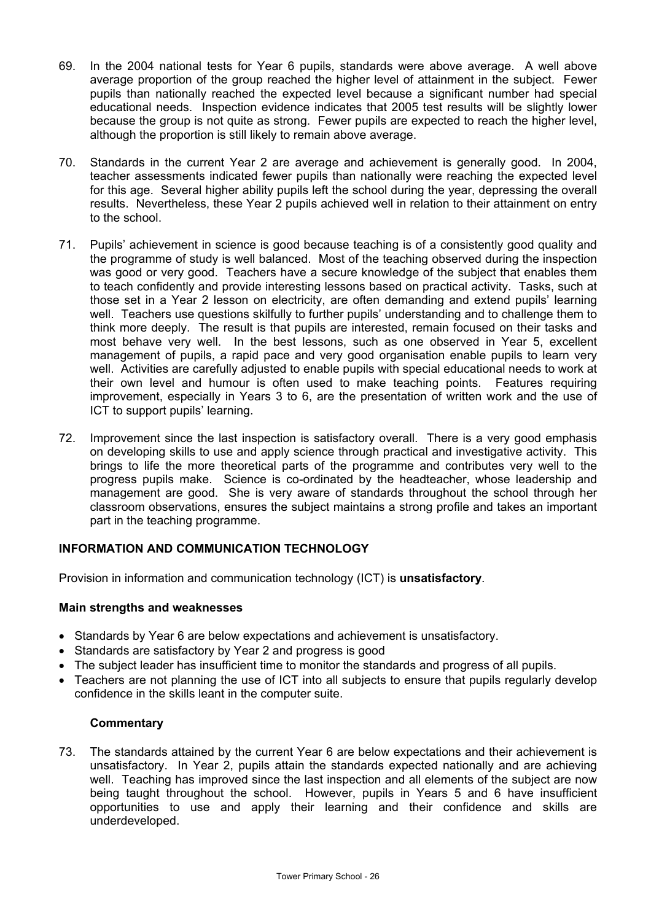69. In the 2004 national tests for Year 6 pupils, standards were above average. A well above average proportion of the group reached the higher level of attainment in the subject. Fewer pupils than nationally reached the expected level because a significant number had special educational needs. Inspection evidence indicates that 2005 test results will be slightly lower because the group is not quite as strong. Fewer pupils are expected to reach the higher level, although the proportion is still likely to remain above average.

70. Standards in the current Year 2 are average and achievement is generally good. In 2004, teacher assessments indicated fewer pupils than nationally were reaching the expected level for this age. Several higher ability pupils left the school during the year, depressing the overall results. Nevertheless, these Year 2 pupils achieved well in relation to their attainment on entry to the school.

71. Pupils' achievement in science is good because teaching is of a consistently good quality and the programme of study is well balanced. Most of the teaching observed during the inspection was good or very good. Teachers have a secure knowledge of the subject that enables them to teach confidently and provide interesting lessons based on practical activity. Tasks, such at those set in a Year 2 lesson on electricity, are often demanding and extend pupils' learning well. Teachers use questions skilfully to further pupils' understanding and to challenge them to think more deeply. The result is that pupils are interested, remain focused on their tasks and most behave very well. In the best lessons, such as one observed in Year 5, excellent management of pupils, a rapid pace and very good organisation enable pupils to learn very well. Activities are carefully adjusted to enable pupils with special educational needs to work at their own level and humour is often used to make teaching points. Features requiring improvement, especially in Years 3 to 6, are the presentation of written work and the use of ICT to support pupils' learning.

72. Improvement since the last inspection is satisfactory overall. There is a very good emphasis on developing skills to use and apply science through practical and investigative activity. This brings to life the more theoretical parts of the programme and contributes very well to the progress pupils make. Science is co-ordinated by the headteacher, whose leadership and management are good. She is very aware of standards throughout the school through her classroom observations, ensures the subject maintains a strong profile and takes an important part in the teaching programme.

## INFORMATION AND COMMUNICATION TECHNOLOGY

Provision in information and communication technology (ICT) is **unsatisfactory**.

### Main strengths and weaknesses

- Standards by Year 6 are below expectations and achievement is unsatisfactory.
- Standards are satisfactory by Year 2 and progress is good
- The subject leader has insufficient time to monitor the standards and progress of all pupils.
- Teachers are not planning the use of ICT into all subjects to ensure that pupils regularly develop confidence in the skills leant in the computer suite.

### Commentary

73. The standards attained by the current Year 6 are below expectations and their achievement is unsatisfactory. In Year 2, pupils attain the standards expected nationally and are achieving well. Teaching has improved since the last inspection and all elements of the subject are now being taught throughout the school. However, pupils in Years 5 and 6 have insufficient opportunities to use and apply their learning and their confidence and skills are underdeveloped.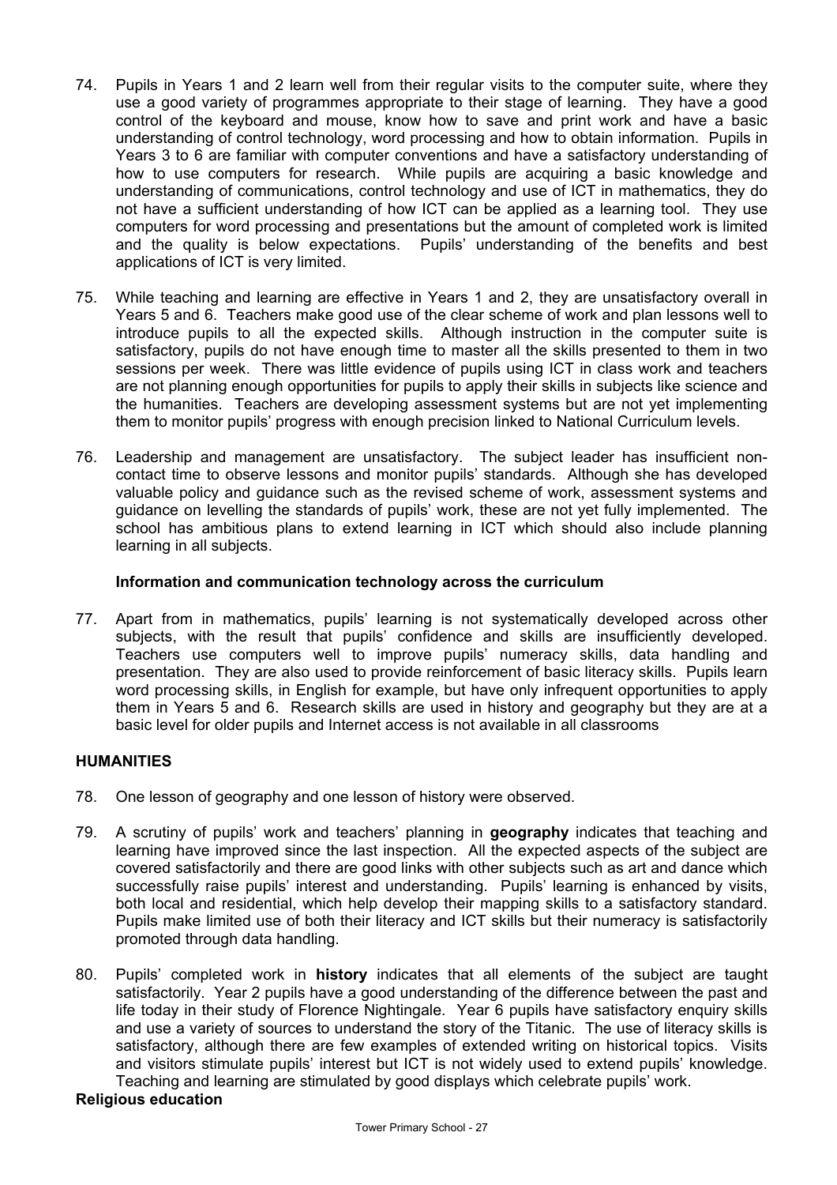74. Pupils in Years 1 and 2 learn well from their regular visits to the computer suite, where they use a good variety of programmes appropriate to their stage of learning. They have a good control of the keyboard and mouse, know how to save and print work and have a basic understanding of control technology, word processing and how to obtain information. Pupils in Years 3 to 6 are familiar with computer conventions and have a satisfactory understanding of how to use computers for research. While pupils are acquiring a basic knowledge and understanding of communications, control technology and use of ICT in mathematics, they do not have a sufficient understanding of how ICT can be applied as a learning tool. They use computers for word processing and presentations but the amount of completed work is limited and the quality is below expectations. Pupils' understanding of the benefits and best applications of ICT is very limited.

75. While teaching and learning are effective in Years 1 and 2, they are unsatisfactory overall in Years 5 and 6. Teachers make good use of the clear scheme of work and plan lessons well to introduce pupils to all the expected skills. Although instruction in the computer suite is satisfactory, pupils do not have enough time to master all the skills presented to them in two sessions per week. There was little evidence of pupils using ICT in class work and teachers are not planning enough opportunities for pupils to apply their skills in subjects like science and the humanities. Teachers are developing assessment systems but are not yet implementing them to monitor pupils' progress with enough precision linked to National Curriculum levels.

76. Leadership and management are unsatisfactory. The subject leader has insufficient non-contact time to observe lessons and monitor pupils' standards. Although she has developed valuable policy and guidance such as the revised scheme of work, assessment systems and guidance on levelling the standards of pupils' work, these are not yet fully implemented. The school has ambitious plans to extend learning in ICT which should also include planning learning in all subjects.

**Information and communication technology across the curriculum**

77. Apart from in mathematics, pupils' learning is not systematically developed across other subjects, with the result that pupils' confidence and skills are insufficiently developed. Teachers use computers well to improve pupils' numeracy skills, data handling and presentation. They are also used to provide reinforcement of basic literacy skills. Pupils learn word processing skills, in English for example, but have only infrequent opportunities to apply them in Years 5 and 6. Research skills are used in history and geography but they are at a basic level for older pupils and Internet access is not available in all classrooms

## HUMANITIES

78. One lesson of geography and one lesson of history were observed.

79. A scrutiny of pupils' work and teachers' planning in **geography** indicates that teaching and learning have improved since the last inspection. All the expected aspects of the subject are covered satisfactorily and there are good links with other subjects such as art and dance which successfully raise pupils' interest and understanding. Pupils' learning is enhanced by visits, both local and residential, which help develop their mapping skills to a satisfactory standard. Pupils make limited use of both their literacy and ICT skills but their numeracy is satisfactorily promoted through data handling.

80. Pupils' completed work in **history** indicates that all elements of the subject are taught satisfactorily. Year 2 pupils have a good understanding of the difference between the past and life today in their study of Florence Nightingale. Year 6 pupils have satisfactory enquiry skills and use a variety of sources to understand the story of the Titanic. The use of literacy skills is satisfactory, although there are few examples of extended writing on historical topics. Visits and visitors stimulate pupils' interest but ICT is not widely used to extend pupils' knowledge. Teaching and learning are stimulated by good displays which celebrate pupils' work.

**Religious education**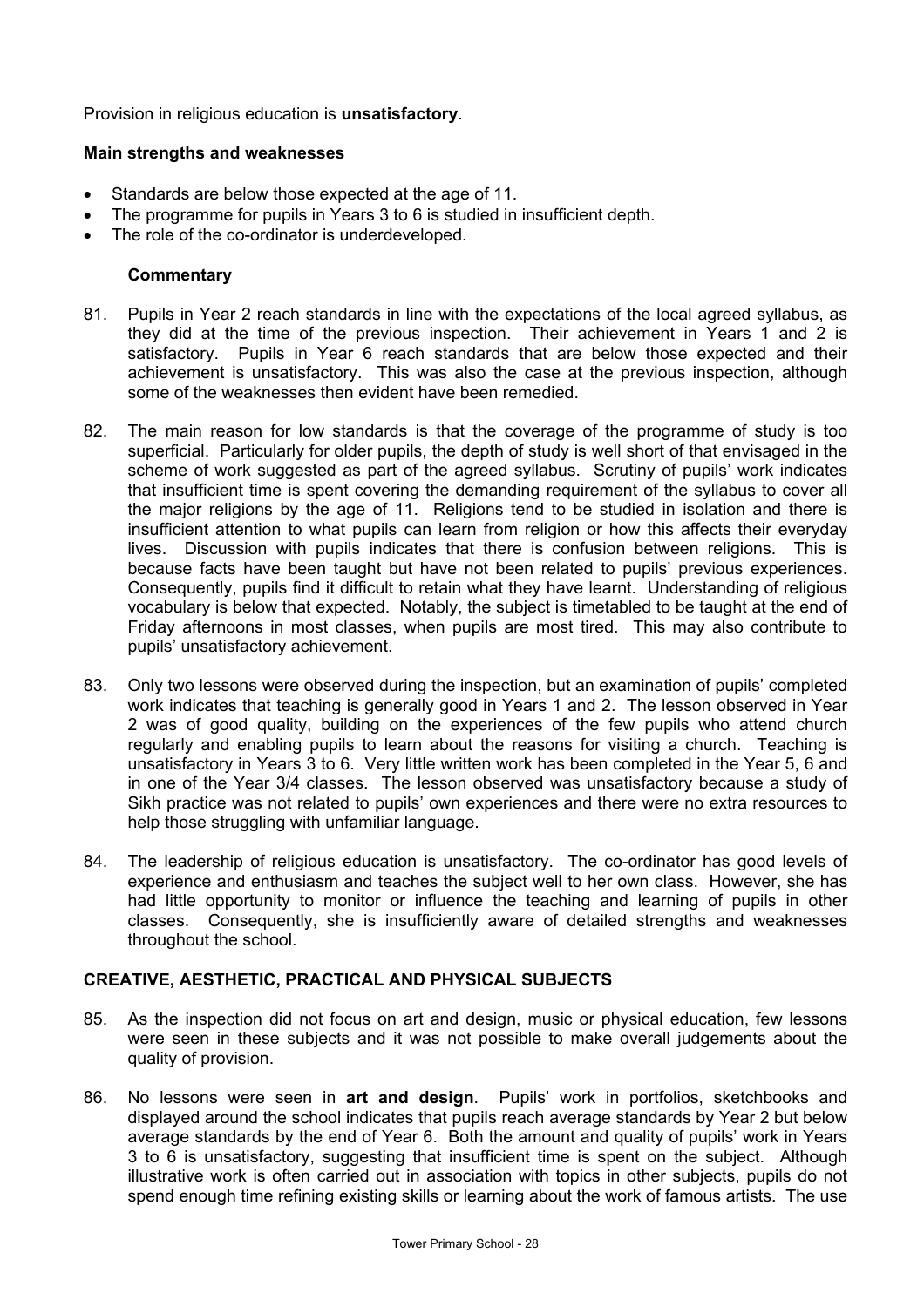Provision in religious education is **unsatisfactory**.

**Main strengths and weaknesses**

- Standards are below those expected at the age of 11.
- The programme for pupils in Years 3 to 6 is studied in insufficient depth.
- The role of the co-ordinator is underdeveloped.

**Commentary**

81. Pupils in Year 2 reach standards in line with the expectations of the local agreed syllabus, as they did at the time of the previous inspection. Their achievement in Years 1 and 2 is satisfactory. Pupils in Year 6 reach standards that are below those expected and their achievement is unsatisfactory. This was also the case at the previous inspection, although some of the weaknesses then evident have been remedied.

82. The main reason for low standards is that the coverage of the programme of study is too superficial. Particularly for older pupils, the depth of study is well short of that envisaged in the scheme of work suggested as part of the agreed syllabus. Scrutiny of pupils' work indicates that insufficient time is spent covering the demanding requirement of the syllabus to cover all the major religions by the age of 11. Religions tend to be studied in isolation and there is insufficient attention to what pupils can learn from religion or how this affects their everyday lives. Discussion with pupils indicates that there is confusion between religions. This is because facts have been taught but have not been related to pupils' previous experiences. Consequently, pupils find it difficult to retain what they have learnt. Understanding of religious vocabulary is below that expected. Notably, the subject is timetabled to be taught at the end of Friday afternoons in most classes, when pupils are most tired. This may also contribute to pupils' unsatisfactory achievement.

83. Only two lessons were observed during the inspection, but an examination of pupils' completed work indicates that teaching is generally good in Years 1 and 2. The lesson observed in Year 2 was of good quality, building on the experiences of the few pupils who attend church regularly and enabling pupils to learn about the reasons for visiting a church. Teaching is unsatisfactory in Years 3 to 6. Very little written work has been completed in the Year 5, 6 and in one of the Year 3/4 classes. The lesson observed was unsatisfactory because a study of Sikh practice was not related to pupils' own experiences and there were no extra resources to help those struggling with unfamiliar language.

84. The leadership of religious education is unsatisfactory. The co-ordinator has good levels of experience and enthusiasm and teaches the subject well to her own class. However, she has had little opportunity to monitor or influence the teaching and learning of pupils in other classes. Consequently, she is insufficiently aware of detailed strengths and weaknesses throughout the school.

## CREATIVE, AESTHETIC, PRACTICAL AND PHYSICAL SUBJECTS

85. As the inspection did not focus on art and design, music or physical education, few lessons were seen in these subjects and it was not possible to make overall judgements about the quality of provision.

86. No lessons were seen in **art and design**. Pupils' work in portfolios, sketchbooks and displayed around the school indicates that pupils reach average standards by Year 2 but below average standards by the end of Year 6. Both the amount and quality of pupils' work in Years 3 to 6 is unsatisfactory, suggesting that insufficient time is spent on the subject. Although illustrative work is often carried out in association with topics in other subjects, pupils do not spend enough time refining existing skills or learning about the work of famous artists. The use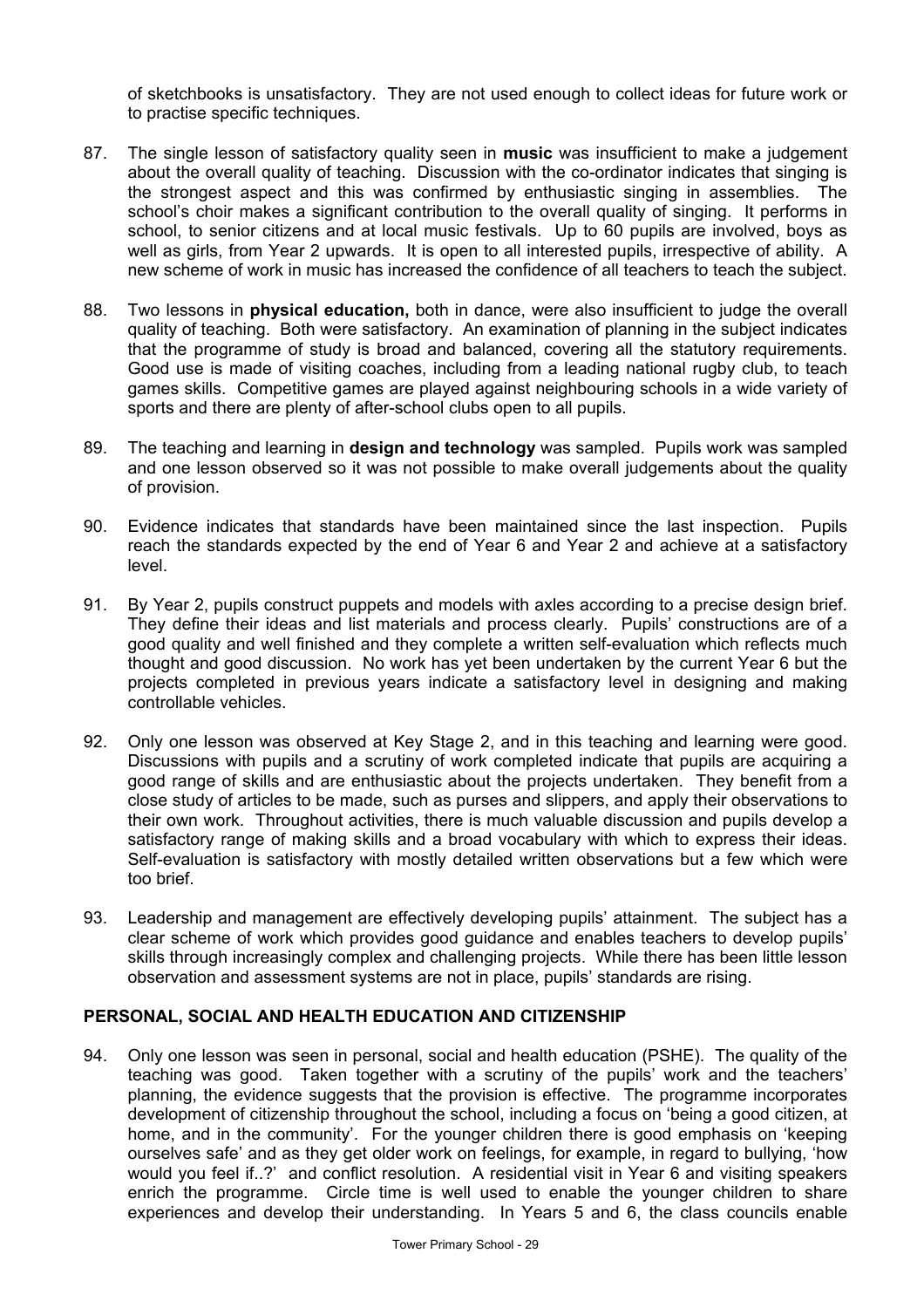of sketchbooks is unsatisfactory. They are not used enough to collect ideas for future work or to practise specific techniques.

87. The single lesson of satisfactory quality seen in **music** was insufficient to make a judgement about the overall quality of teaching. Discussion with the co-ordinator indicates that singing is the strongest aspect and this was confirmed by enthusiastic singing in assemblies. The school's choir makes a significant contribution to the overall quality of singing. It performs in school, to senior citizens and at local music festivals. Up to 60 pupils are involved, boys as well as girls, from Year 2 upwards. It is open to all interested pupils, irrespective of ability. A new scheme of work in music has increased the confidence of all teachers to teach the subject.

88. Two lessons in **physical education,** both in dance, were also insufficient to judge the overall quality of teaching. Both were satisfactory. An examination of planning in the subject indicates that the programme of study is broad and balanced, covering all the statutory requirements. Good use is made of visiting coaches, including from a leading national rugby club, to teach games skills. Competitive games are played against neighbouring schools in a wide variety of sports and there are plenty of after-school clubs open to all pupils.

89. The teaching and learning in **design and technology** was sampled. Pupils work was sampled and one lesson observed so it was not possible to make overall judgements about the quality of provision.

90. Evidence indicates that standards have been maintained since the last inspection. Pupils reach the standards expected by the end of Year 6 and Year 2 and achieve at a satisfactory level.

91. By Year 2, pupils construct puppets and models with axles according to a precise design brief. They define their ideas and list materials and process clearly. Pupils' constructions are of a good quality and well finished and they complete a written self-evaluation which reflects much thought and good discussion. No work has yet been undertaken by the current Year 6 but the projects completed in previous years indicate a satisfactory level in designing and making controllable vehicles.

92. Only one lesson was observed at Key Stage 2, and in this teaching and learning were good. Discussions with pupils and a scrutiny of work completed indicate that pupils are acquiring a good range of skills and are enthusiastic about the projects undertaken. They benefit from a close study of articles to be made, such as purses and slippers, and apply their observations to their own work. Throughout activities, there is much valuable discussion and pupils develop a satisfactory range of making skills and a broad vocabulary with which to express their ideas. Self-evaluation is satisfactory with mostly detailed written observations but a few which were too brief.

93. Leadership and management are effectively developing pupils' attainment. The subject has a clear scheme of work which provides good guidance and enables teachers to develop pupils' skills through increasingly complex and challenging projects. While there has been little lesson observation and assessment systems are not in place, pupils' standards are rising.

## PERSONAL, SOCIAL AND HEALTH EDUCATION AND CITIZENSHIP

94. Only one lesson was seen in personal, social and health education (PSHE). The quality of the teaching was good. Taken together with a scrutiny of the pupils' work and the teachers' planning, the evidence suggests that the provision is effective. The programme incorporates development of citizenship throughout the school, including a focus on 'being a good citizen, at home, and in the community'. For the younger children there is good emphasis on 'keeping ourselves safe' and as they get older work on feelings, for example, in regard to bullying, 'how would you feel if..?' and conflict resolution. A residential visit in Year 6 and visiting speakers enrich the programme. Circle time is well used to enable the younger children to share experiences and develop their understanding. In Years 5 and 6, the class councils enable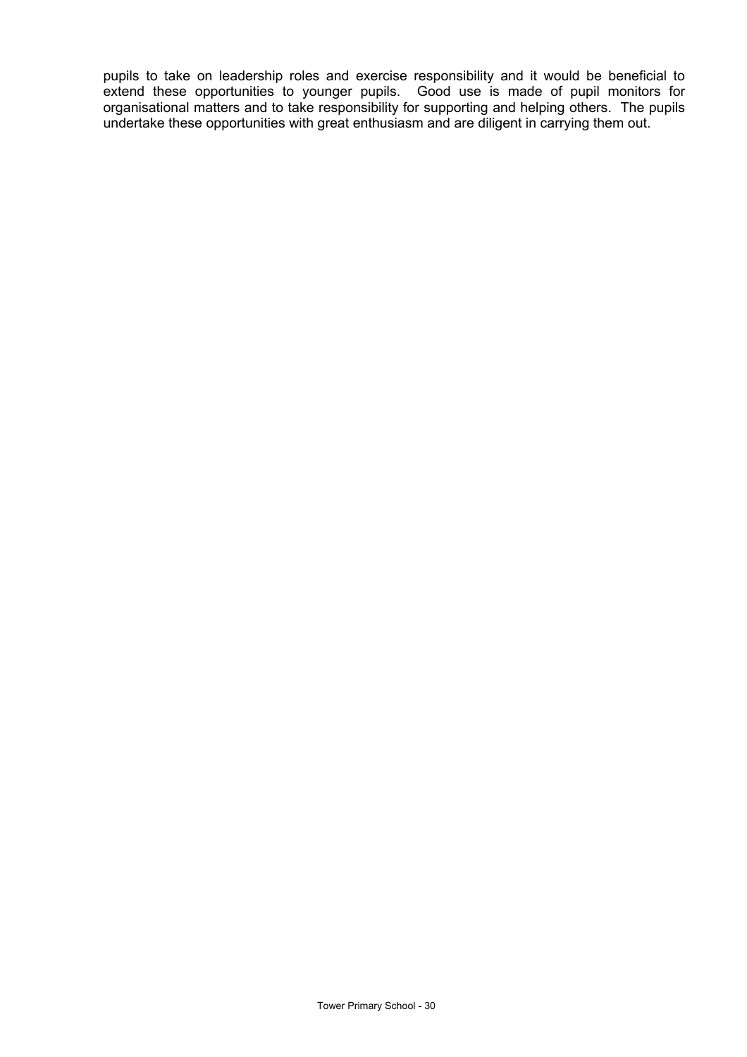pupils to take on leadership roles and exercise responsibility and it would be beneficial to extend these opportunities to younger pupils. Good use is made of pupil monitors for organisational matters and to take responsibility for supporting and helping others. The pupils undertake these opportunities with great enthusiasm and are diligent in carrying them out.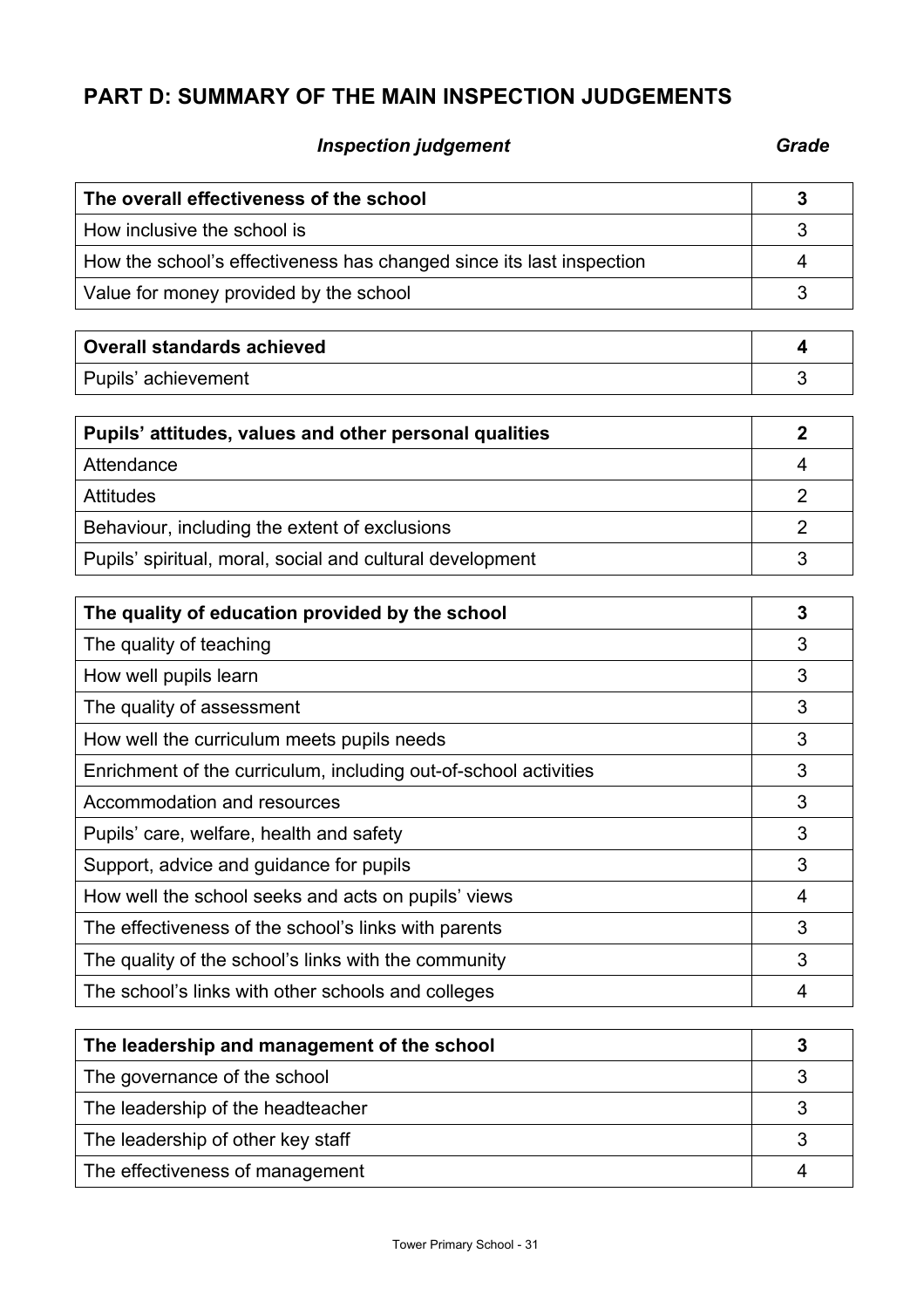## PART D: SUMMARY OF THE MAIN INSPECTION JUDGEMENTS

| *Inspection judgement* | *Grade* |
|---|---|
| **The overall effectiveness of the school** | **3** |
| How inclusive the school is | 3 |
| How the school's effectiveness has changed since its last inspection | 4 |
| Value for money provided by the school | 3 |

| | |
|---|---|
| **Overall standards achieved** | **4** |
| Pupils' achievement | 3 |

| | |
|---|---|
| **Pupils' attitudes, values and other personal qualities** | **2** |
| Attendance | 4 |
| Attitudes | 2 |
| Behaviour, including the extent of exclusions | 2 |
| Pupils' spiritual, moral, social and cultural development | 3 |

| | |
|---|---|
| **The quality of education provided by the school** | **3** |
| The quality of teaching | 3 |
| How well pupils learn | 3 |
| The quality of assessment | 3 |
| How well the curriculum meets pupils needs | 3 |
| Enrichment of the curriculum, including out-of-school activities | 3 |
| Accommodation and resources | 3 |
| Pupils' care, welfare, health and safety | 3 |
| Support, advice and guidance for pupils | 3 |
| How well the school seeks and acts on pupils' views | 4 |
| The effectiveness of the school's links with parents | 3 |
| The quality of the school's links with the community | 3 |
| The school's links with other schools and colleges | 4 |

| | |
|---|---|
| **The leadership and management of the school** | **3** |
| The governance of the school | 3 |
| The leadership of the headteacher | 3 |
| The leadership of other key staff | 3 |
| The effectiveness of management | 4 |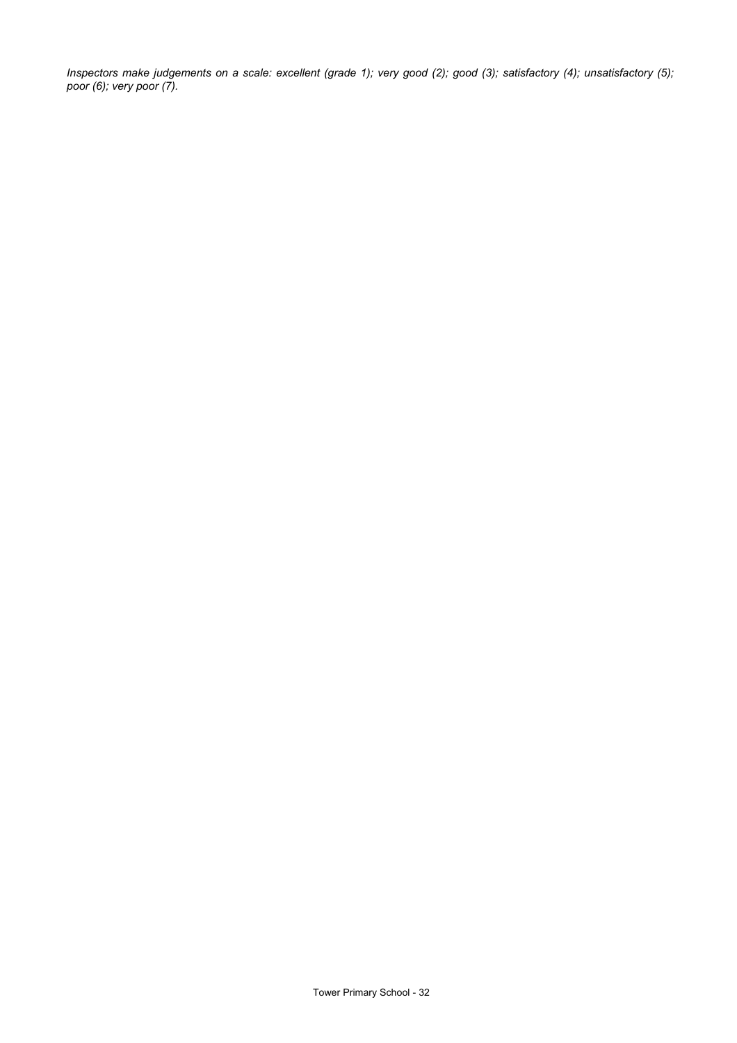*Inspectors make judgements on a scale: excellent (grade 1); very good (2); good (3); satisfactory (4); unsatisfactory (5); poor (6); very poor (7).*